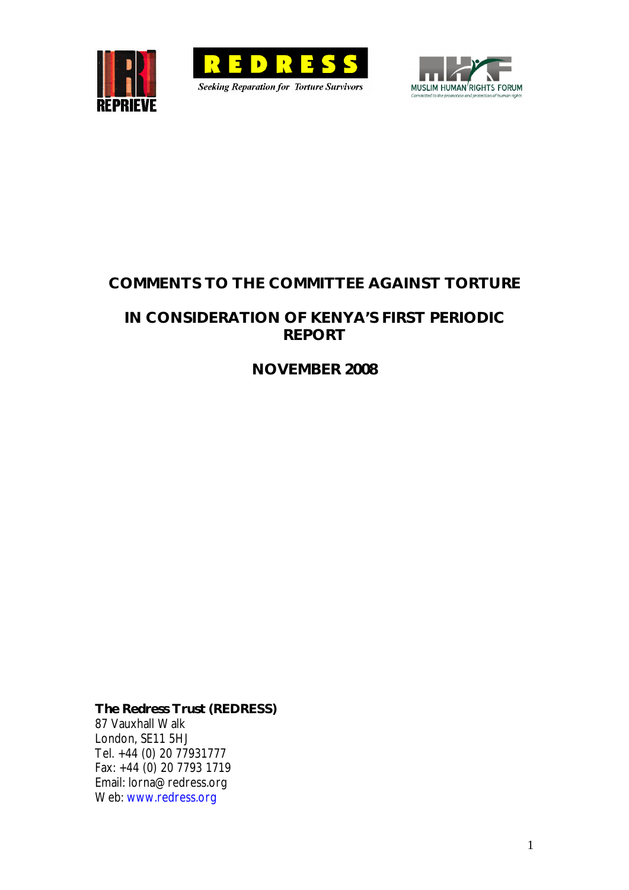REPRIEVE

REDRESS

*Seeking Reparation for Torture Survivors*

MUSLIM HUMAN RIGHTS FORUM

*Committed to the promotion and protection of human rights*

# COMMENTS TO THE COMMITTEE AGAINST TORTURE

# IN CONSIDERATION OF KENYA'S FIRST PERIODIC REPORT

# NOVEMBER 2008

**The Redress Trust (REDRESS)**
87 Vauxhall Walk
London, SE11 5HJ
Tel. +44 (0) 20 77931777
Fax: +44 (0) 20 7793 1719
Email: lorna@redress.org
Web: www.redress.org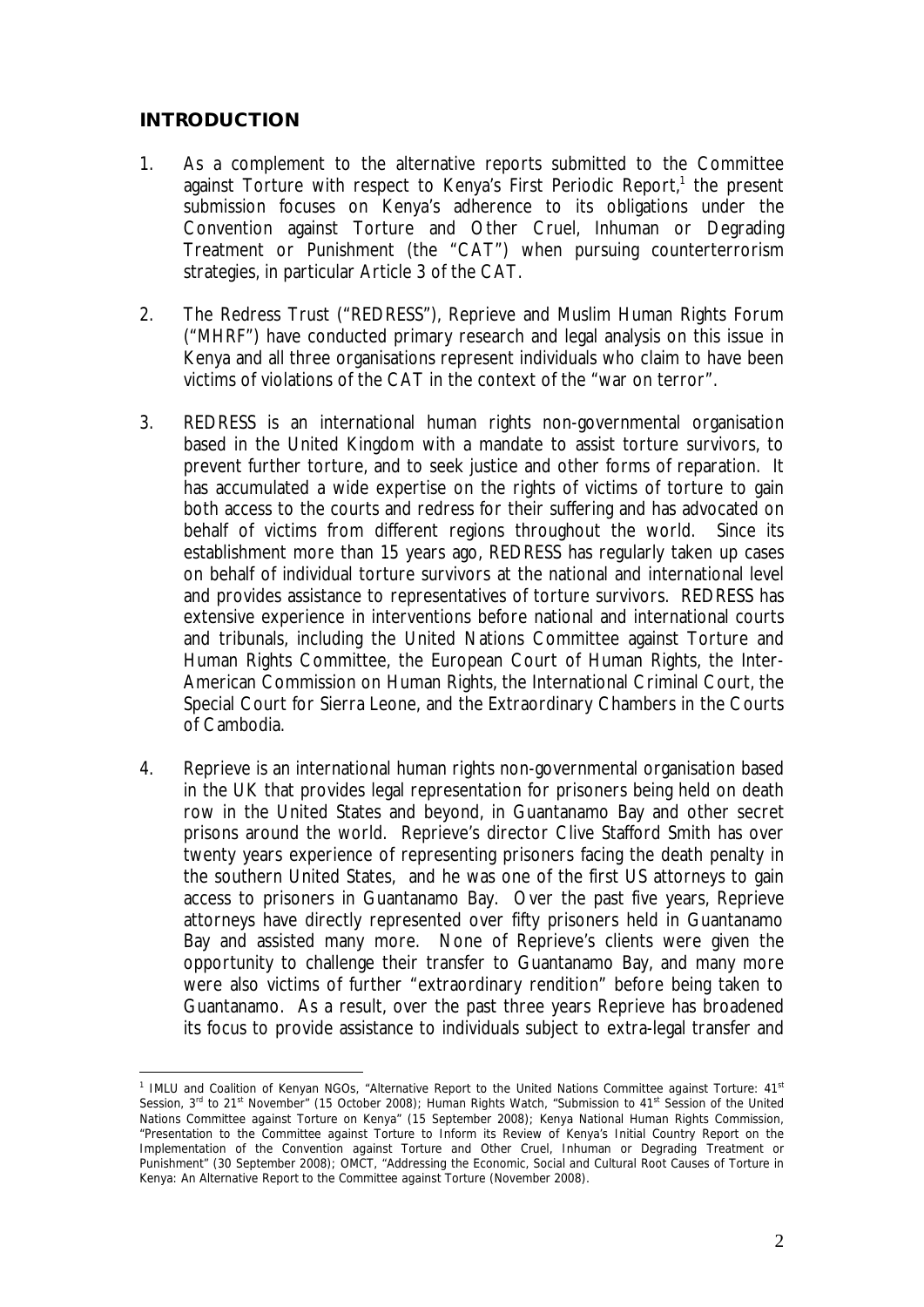## INTRODUCTION

1. As a complement to the alternative reports submitted to the Committee against Torture with respect to Kenya's First Periodic Report,[1] the present submission focuses on Kenya's adherence to its obligations under the Convention against Torture and Other Cruel, Inhuman or Degrading Treatment or Punishment (the "CAT") when pursuing counterterrorism strategies, in particular Article 3 of the CAT.

2. The Redress Trust ("REDRESS"), Reprieve and Muslim Human Rights Forum ("MHRF") have conducted primary research and legal analysis on this issue in Kenya and all three organisations represent individuals who claim to have been victims of violations of the CAT in the context of the "war on terror".

3. REDRESS is an international human rights non-governmental organisation based in the United Kingdom with a mandate to assist torture survivors, to prevent further torture, and to seek justice and other forms of reparation. It has accumulated a wide expertise on the rights of victims of torture to gain both access to the courts and redress for their suffering and has advocated on behalf of victims from different regions throughout the world. Since its establishment more than 15 years ago, REDRESS has regularly taken up cases on behalf of individual torture survivors at the national and international level and provides assistance to representatives of torture survivors. REDRESS has extensive experience in interventions before national and international courts and tribunals, including the United Nations Committee against Torture and Human Rights Committee, the European Court of Human Rights, the Inter-American Commission on Human Rights, the International Criminal Court, the Special Court for Sierra Leone, and the Extraordinary Chambers in the Courts of Cambodia.

4. Reprieve is an international human rights non-governmental organisation based in the UK that provides legal representation for prisoners being held on death row in the United States and beyond, in Guantanamo Bay and other secret prisons around the world. Reprieve's director Clive Stafford Smith has over twenty years experience of representing prisoners facing the death penalty in the southern United States, and he was one of the first US attorneys to gain access to prisoners in Guantanamo Bay. Over the past five years, Reprieve attorneys have directly represented over fifty prisoners held in Guantanamo Bay and assisted many more. None of Reprieve's clients were given the opportunity to challenge their transfer to Guantanamo Bay, and many more were also victims of further "extraordinary rendition" before being taken to Guantanamo. As a result, over the past three years Reprieve has broadened its focus to provide assistance to individuals subject to extra-legal transfer and

---

[1] IMLU and Coalition of Kenyan NGOs, "Alternative Report to the United Nations Committee against Torture: 41st Session, 3rd to 21st November" (15 October 2008); Human Rights Watch, "Submission to 41st Session of the United Nations Committee against Torture on Kenya" (15 September 2008); Kenya National Human Rights Commission, "Presentation to the Committee against Torture to Inform its Review of Kenya's Initial Country Report on the Implementation of the Convention against Torture and Other Cruel, Inhuman or Degrading Treatment or Punishment" (30 September 2008); OMCT, "Addressing the Economic, Social and Cultural Root Causes of Torture in Kenya: An Alternative Report to the Committee against Torture (November 2008).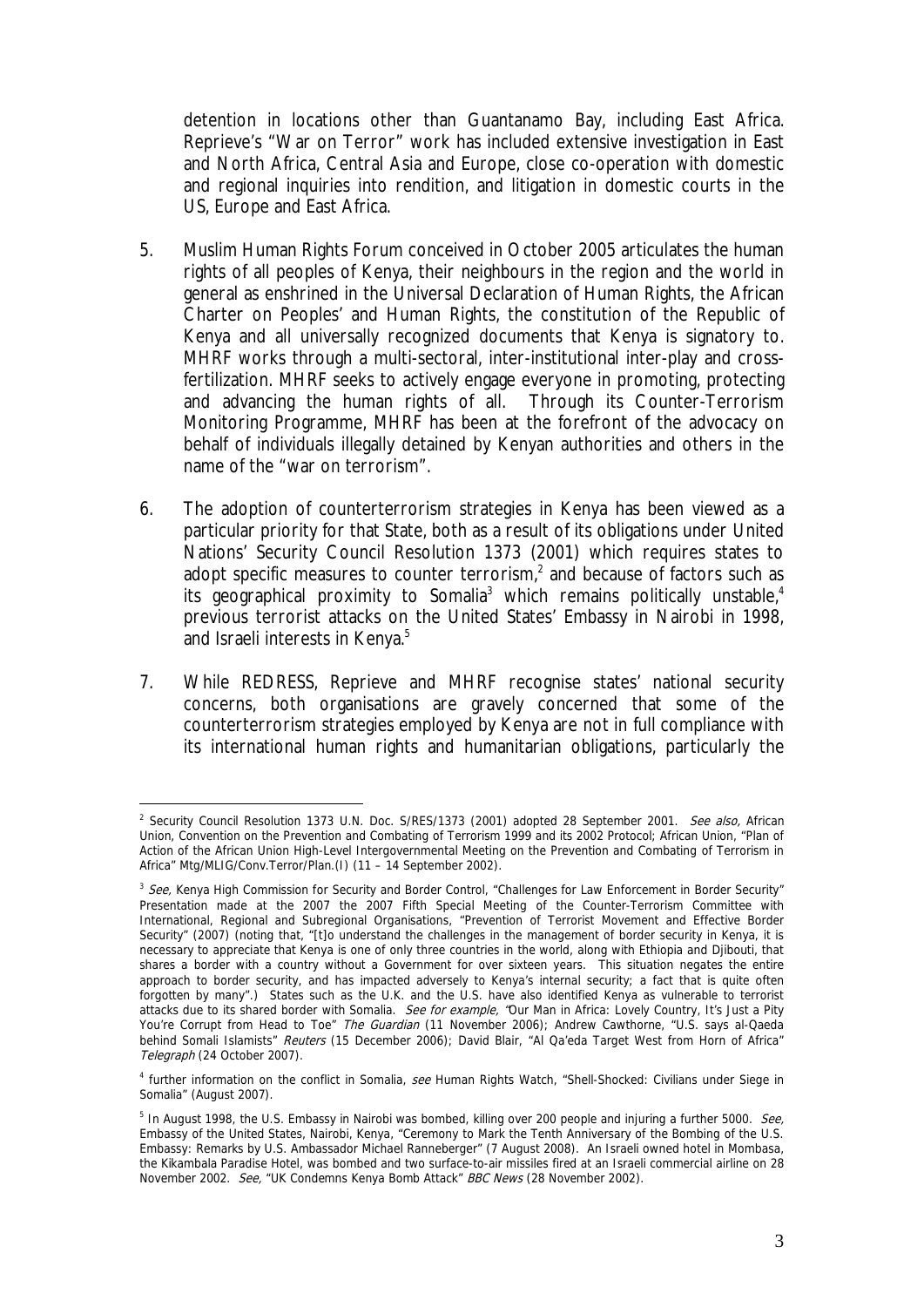detention in locations other than Guantanamo Bay, including East Africa. Reprieve's "War on Terror" work has included extensive investigation in East and North Africa, Central Asia and Europe, close co-operation with domestic and regional inquiries into rendition, and litigation in domestic courts in the US, Europe and East Africa.

5. Muslim Human Rights Forum conceived in October 2005 articulates the human rights of all peoples of Kenya, their neighbours in the region and the world in general as enshrined in the Universal Declaration of Human Rights, the African Charter on Peoples' and Human Rights, the constitution of the Republic of Kenya and all universally recognized documents that Kenya is signatory to. MHRF works through a multi-sectoral, inter-institutional inter-play and cross-fertilization. MHRF seeks to actively engage everyone in promoting, protecting and advancing the human rights of all. Through its Counter-Terrorism Monitoring Programme, MHRF has been at the forefront of the advocacy on behalf of individuals illegally detained by Kenyan authorities and others in the name of the "war on terrorism".

6. The adoption of counterterrorism strategies in Kenya has been viewed as a particular priority for that State, both as a result of its obligations under United Nations' Security Council Resolution 1373 (2001) which requires states to adopt specific measures to counter terrorism,[2] and because of factors such as its geographical proximity to Somalia[3] which remains politically unstable,[4] previous terrorist attacks on the United States' Embassy in Nairobi in 1998, and Israeli interests in Kenya.[5]

7. While REDRESS, Reprieve and MHRF recognise states' national security concerns, both organisations are gravely concerned that some of the counterterrorism strategies employed by Kenya are not in full compliance with its international human rights and humanitarian obligations, particularly the

---

[2] Security Council Resolution 1373 U.N. Doc. S/RES/1373 (2001) adopted 28 September 2001. *See also,* African Union, Convention on the Prevention and Combating of Terrorism 1999 and its 2002 Protocol; African Union, "Plan of Action of the African Union High-Level Intergovernmental Meeting on the Prevention and Combating of Terrorism in Africa" Mtg/MLIG/Conv.Terror/Plan.(I) (11 – 14 September 2002).

[3] *See,* Kenya High Commission for Security and Border Control, "Challenges for Law Enforcement in Border Security" Presentation made at the 2007 the 2007 Fifth Special Meeting of the Counter-Terrorism Committee with International, Regional and Subregional Organisations, "Prevention of Terrorist Movement and Effective Border Security" (2007) (noting that, "[t]o understand the challenges in the management of border security in Kenya, it is necessary to appreciate that Kenya is one of only three countries in the world, along with Ethiopia and Djibouti, that shares a border with a country without a Government for over sixteen years. This situation negates the entire approach to border security, and has impacted adversely to Kenya's internal security; a fact that is quite often forgotten by many".) States such as the U.K. and the U.S. have also identified Kenya as vulnerable to terrorist attacks due to its shared border with Somalia. *See for example,* "Our Man in Africa: Lovely Country, It's Just a Pity You're Corrupt from Head to Toe" *The Guardian* (11 November 2006); Andrew Cawthorne, "U.S. says al-Qaeda behind Somali Islamists" *Reuters* (15 December 2006); David Blair, "Al Qa'eda Target West from Horn of Africa" *Telegraph* (24 October 2007).

[4] further information on the conflict in Somalia, *see* Human Rights Watch, "Shell-Shocked: Civilians under Siege in Somalia" (August 2007).

[5] In August 1998, the U.S. Embassy in Nairobi was bombed, killing over 200 people and injuring a further 5000. *See,* Embassy of the United States, Nairobi, Kenya, "Ceremony to Mark the Tenth Anniversary of the Bombing of the U.S. Embassy: Remarks by U.S. Ambassador Michael Ranneberger" (7 August 2008). An Israeli owned hotel in Mombasa, the Kikambala Paradise Hotel, was bombed and two surface-to-air missiles fired at an Israeli commercial airline on 28 November 2002. *See,* "UK Condemns Kenya Bomb Attack" *BBC News* (28 November 2002).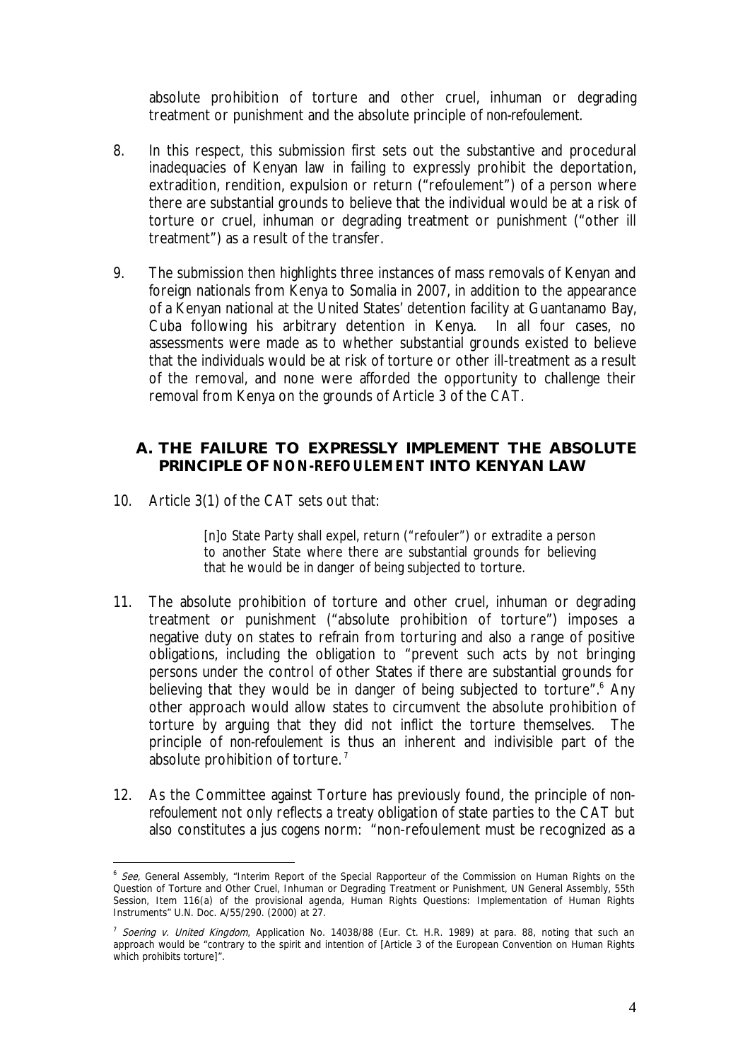absolute prohibition of torture and other cruel, inhuman or degrading treatment or punishment and the absolute principle of *non-refoulement*.

8. In this respect, this submission first sets out the substantive and procedural inadequacies of Kenyan law in failing to expressly prohibit the deportation, extradition, rendition, expulsion or return ("refoulement") of a person where there are substantial grounds to believe that the individual would be at a risk of torture or cruel, inhuman or degrading treatment or punishment ("other ill treatment") as a result of the transfer.

9. The submission then highlights three instances of mass removals of Kenyan and foreign nationals from Kenya to Somalia in 2007, in addition to the appearance of a Kenyan national at the United States' detention facility at Guantanamo Bay, Cuba following his arbitrary detention in Kenya. In all four cases, no assessments were made as to whether substantial grounds existed to believe that the individuals would be at risk of torture or other ill-treatment as a result of the removal, and none were afforded the opportunity to challenge their removal from Kenya on the grounds of Article 3 of the CAT.

## A. THE FAILURE TO EXPRESSLY IMPLEMENT THE ABSOLUTE PRINCIPLE OF *NON-REFOULEMENT* INTO KENYAN LAW

10. Article 3(1) of the CAT sets out that:

> [n]o State Party shall expel, return ("refouler") or extradite a person to another State where there are substantial grounds for believing that he would be in danger of being subjected to torture.

11. The absolute prohibition of torture and other cruel, inhuman or degrading treatment or punishment ("absolute prohibition of torture") imposes a negative duty on states to refrain from torturing and also a range of positive obligations, including the obligation to "prevent such acts by not bringing persons under the control of other States if there are substantial grounds for believing that they would be in danger of being subjected to torture".[6] Any other approach would allow states to circumvent the absolute prohibition of torture by arguing that they did not inflict the torture themselves. The principle of *non-refoulement* is thus an inherent and indivisible part of the absolute prohibition of torture.[7]

12. As the Committee against Torture has previously found, the principle of *non-refoulement* not only reflects a treaty obligation of state parties to the CAT but also constitutes a *jus cogens* norm: "non-refoulement must be recognized as a

---

[6] *See,* General Assembly, "Interim Report of the Special Rapporteur of the Commission on Human Rights on the Question of Torture and Other Cruel, Inhuman or Degrading Treatment or Punishment, UN General Assembly, 55th Session, Item 116(a) of the provisional agenda, Human Rights Questions: Implementation of Human Rights Instruments" U.N. Doc. A/55/290. (2000) at 27.

[7] *Soering v. United Kingdom*, Application No. 14038/88 (Eur. Ct. H.R. 1989) at para. 88, noting that such an approach would be "contrary to the spirit and intention of [Article 3 of the European Convention on Human Rights which prohibits torture]".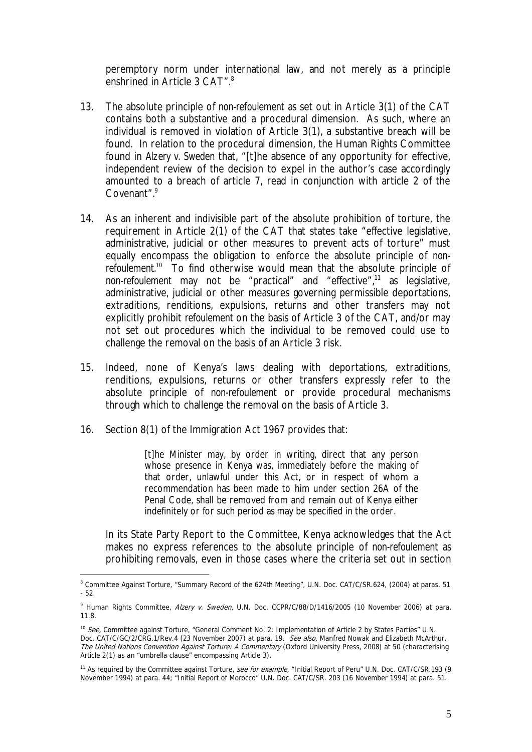peremptory norm under international law, and not merely as a principle enshrined in Article 3 CAT".[8]

13. The absolute principle of *non-refoulement* as set out in Article 3(1) of the CAT contains both a substantive and a procedural dimension. As such, where an individual is removed in violation of Article 3(1), a substantive breach will be found. In relation to the procedural dimension, the Human Rights Committee found in *Alzery v. Sweden* that, "[t]he absence of any opportunity for effective, independent review of the decision to expel in the author's case accordingly amounted to a breach of article 7, read in conjunction with article 2 of the Covenant".[9]

14. As an inherent and indivisible part of the absolute prohibition of torture, the requirement in Article 2(1) of the CAT that states take "effective legislative, administrative, judicial or other measures to prevent acts of torture" must equally encompass the obligation to enforce the absolute principle of *non-refoulement*.[10] To find otherwise would mean that the absolute principle of *non-refoulement* may not be "practical" and "effective",[11] as legislative, administrative, judicial or other measures governing permissible deportations, extraditions, renditions, expulsions, returns and other transfers may not explicitly prohibit *refoulement* on the basis of Article 3 of the CAT, and/or may not set out procedures which the individual to be removed could use to challenge the removal on the basis of an Article 3 risk.

15. Indeed, none of Kenya's laws dealing with deportations, extraditions, renditions, expulsions, returns or other transfers expressly refer to the absolute principle of *non-refoulement* or provide procedural mechanisms through which to challenge the removal on the basis of Article 3.

16. Section 8(1) of the Immigration Act 1967 provides that:

> [t]he Minister may, by order in writing, direct that any person whose presence in Kenya was, immediately before the making of that order, unlawful under this Act, or in respect of whom a recommendation has been made to him under section 26A of the Penal Code, shall be removed from and remain out of Kenya either indefinitely or for such period as may be specified in the order.

In its State Party Report to the Committee, Kenya acknowledges that the Act makes no express references to the absolute principle of *non-refoulement* as prohibiting removals, even in those cases where the criteria set out in section

---

[8] Committee Against Torture, "Summary Record of the 624th Meeting", U.N. Doc. CAT/C/SR.624, (2004) at paras. 51 - 52.

[9] Human Rights Committee, *Alzery v. Sweden,* U.N. Doc. CCPR/C/88/D/1416/2005 (10 November 2006) at para. 11.8.

[10] *See,* Committee against Torture, "General Comment No. 2: Implementation of Article 2 by States Parties" U.N. Doc. CAT/C/GC/2/CRG.1/Rev.4 (23 November 2007) at para. 19. *See also,* Manfred Nowak and Elizabeth McArthur, *The United Nations Convention Against Torture: A Commentary* (Oxford University Press, 2008) at 50 (characterising Article 2(1) as an "umbrella clause" encompassing Article 3).

[11] As required by the Committee against Torture, *see for example*, "Initial Report of Peru" U.N. Doc. CAT/C/SR.193 (9 November 1994) at para. 44; "Initial Report of Morocco" U.N. Doc. CAT/C/SR. 203 (16 November 1994) at para. 51.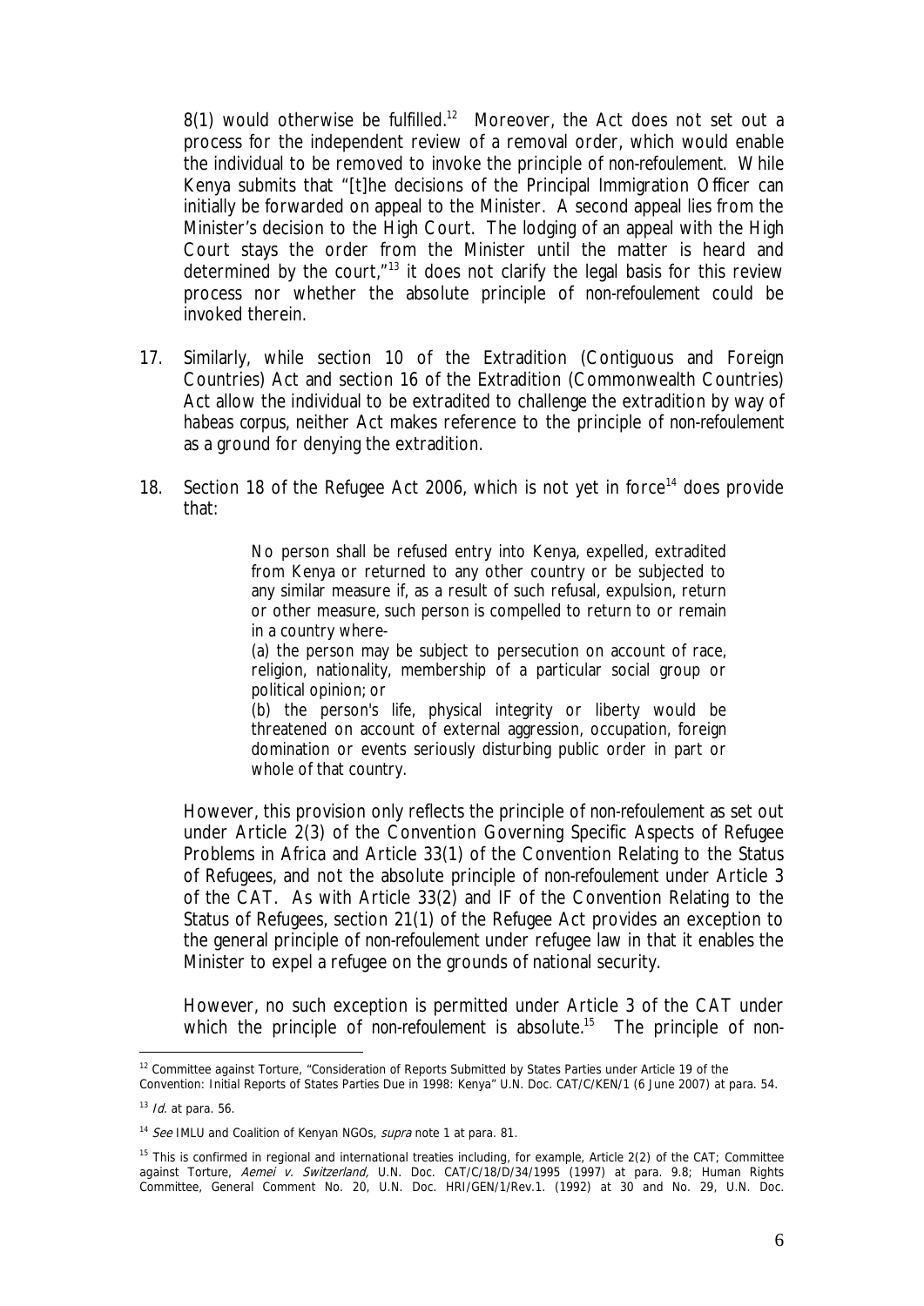8(1) would otherwise be fulfilled.[12] Moreover, the Act does not set out a process for the independent review of a removal order, which would enable the individual to be removed to invoke the principle of *non-refoulement*. While Kenya submits that "[t]he decisions of the Principal Immigration Officer can initially be forwarded on appeal to the Minister. A second appeal lies from the Minister's decision to the High Court. The lodging of an appeal with the High Court stays the order from the Minister until the matter is heard and determined by the court,"[13] it does not clarify the legal basis for this review process nor whether the absolute principle of *non-refoulement* could be invoked therein.

17. Similarly, while section 10 of the Extradition (Contiguous and Foreign Countries) Act and section 16 of the Extradition (Commonwealth Countries) Act allow the individual to be extradited to challenge the extradition by way of *habeas corpus*, neither Act makes reference to the principle of *non-refoulement* as a ground for denying the extradition.

18. Section 18 of the Refugee Act 2006, which is not yet in force[14] does provide that:

> No person shall be refused entry into Kenya, expelled, extradited from Kenya or returned to any other country or be subjected to any similar measure if, as a result of such refusal, expulsion, return or other measure, such person is compelled to return to or remain in a country where-
>
> (a) the person may be subject to persecution on account of race, religion, nationality, membership of a particular social group or political opinion; or
>
> (b) the person's life, physical integrity or liberty would be threatened on account of external aggression, occupation, foreign domination or events seriously disturbing public order in part or whole of that country.

However, this provision only reflects the principle of *non-refoulement* as set out under Article 2(3) of the Convention Governing Specific Aspects of Refugee Problems in Africa and Article 33(1) of the Convention Relating to the Status of Refugees, and not the absolute principle of *non-refoulement* under Article 3 of the CAT. As with Article 33(2) and IF of the Convention Relating to the Status of Refugees, section 21(1) of the Refugee Act provides an exception to the general principle of *non-refoulement* under refugee law in that it enables the Minister to expel a refugee on the grounds of national security.

However, no such exception is permitted under Article 3 of the CAT under which the principle of *non-refoulement* is absolute.[15] The principle of *non-*

---

[12] Committee against Torture, "Consideration of Reports Submitted by States Parties under Article 19 of the Convention: Initial Reports of States Parties Due in 1998: Kenya" U.N. Doc. CAT/C/KEN/1 (6 June 2007) at para. 54.

[13] *Id.* at para. 56.

[14] *See* IMLU and Coalition of Kenyan NGOs, *supra* note 1 at para. 81.

[15] This is confirmed in regional and international treaties including, for example, Article 2(2) of the CAT; Committee against Torture, *Aemei v. Switzerland,* U.N. Doc. CAT/C/18/D/34/1995 (1997) at para. 9.8; Human Rights Committee, General Comment No. 20, U.N. Doc. HRI/GEN/1/Rev.1. (1992) at 30 and No. 29, U.N. Doc.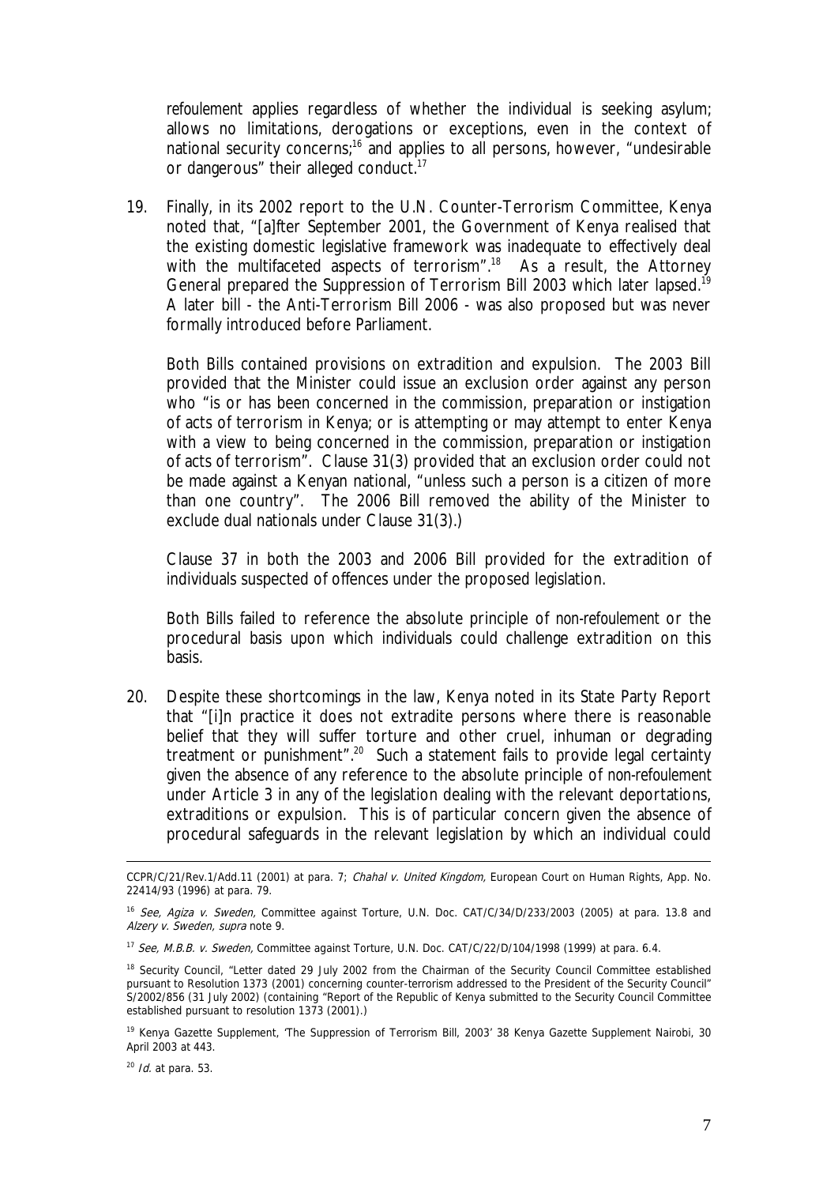*refoulement* applies regardless of whether the individual is seeking asylum; allows no limitations, derogations or exceptions, even in the context of national security concerns;[16] and applies to all persons, however, "undesirable or dangerous" their alleged conduct.[17]

19. Finally, in its 2002 report to the U.N. Counter-Terrorism Committee, Kenya noted that, "[a]fter September 2001, the Government of Kenya realised that the existing domestic legislative framework was inadequate to effectively deal with the multifaceted aspects of terrorism".[18] As a result, the Attorney General prepared the Suppression of Terrorism Bill 2003 which later lapsed.[19] A later bill - the Anti-Terrorism Bill 2006 - was also proposed but was never formally introduced before Parliament.

    Both Bills contained provisions on extradition and expulsion. The 2003 Bill provided that the Minister could issue an exclusion order against any person who "is or has been concerned in the commission, preparation or instigation of acts of terrorism in Kenya; or is attempting or may attempt to enter Kenya with a view to being concerned in the commission, preparation or instigation of acts of terrorism". Clause 31(3) provided that an exclusion order could not be made against a Kenyan national, "unless such a person is a citizen of more than one country". The 2006 Bill removed the ability of the Minister to exclude dual nationals under Clause 31(3).)

    Clause 37 in both the 2003 and 2006 Bill provided for the extradition of individuals suspected of offences under the proposed legislation.

    Both Bills failed to reference the absolute principle of *non-refoulement* or the procedural basis upon which individuals could challenge extradition on this basis.

20. Despite these shortcomings in the law, Kenya noted in its State Party Report that "[i]n practice it does not extradite persons where there is reasonable belief that they will suffer torture and other cruel, inhuman or degrading treatment or punishment".[20] Such a statement fails to provide legal certainty given the absence of any reference to the absolute principle of *non-refoulement* under Article 3 in any of the legislation dealing with the relevant deportations, extraditions or expulsion. This is of particular concern given the absence of procedural safeguards in the relevant legislation by which an individual could

---

CCPR/C/21/Rev.1/Add.11 (2001) at para. 7; *Chahal v. United Kingdom,* European Court on Human Rights, App. No. 22414/93 (1996) at para. 79.

[16] *See, Agiza v. Sweden,* Committee against Torture, U.N. Doc. CAT/C/34/D/233/2003 (2005) at para. 13.8 and *Alzery v. Sweden, supra* note 9.

[17] *See, M.B.B. v. Sweden,* Committee against Torture, U.N. Doc. CAT/C/22/D/104/1998 (1999) at para. 6.4.

[18] Security Council, "Letter dated 29 July 2002 from the Chairman of the Security Council Committee established pursuant to Resolution 1373 (2001) concerning counter-terrorism addressed to the President of the Security Council" S/2002/856 (31 July 2002) (containing "Report of the Republic of Kenya submitted to the Security Council Committee established pursuant to resolution 1373 (2001).)

[19] Kenya Gazette Supplement, 'The Suppression of Terrorism Bill, 2003' 38 Kenya Gazette Supplement Nairobi, 30 April 2003 at 443.

[20] *Id.* at para. 53.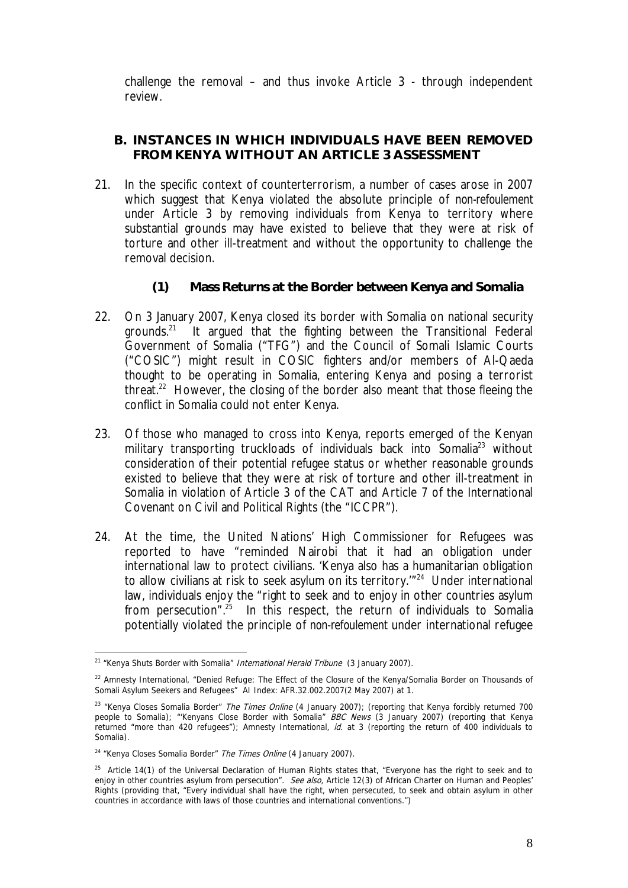challenge the removal – and thus invoke Article 3 - through independent review.

## B. INSTANCES IN WHICH INDIVIDUALS HAVE BEEN REMOVED FROM KENYA WITHOUT AN ARTICLE 3 ASSESSMENT

21. In the specific context of counterterrorism, a number of cases arose in 2007 which suggest that Kenya violated the absolute principle of *non-refoulement* under Article 3 by removing individuals from Kenya to territory where substantial grounds may have existed to believe that they were at risk of torture and other ill-treatment and without the opportunity to challenge the removal decision.

### (1) Mass Returns at the Border between Kenya and Somalia

22. On 3 January 2007, Kenya closed its border with Somalia on national security grounds.[21] It argued that the fighting between the Transitional Federal Government of Somalia ("TFG") and the Council of Somali Islamic Courts ("COSIC") might result in COSIC fighters and/or members of Al-Qaeda thought to be operating in Somalia, entering Kenya and posing a terrorist threat.[22] However, the closing of the border also meant that those fleeing the conflict in Somalia could not enter Kenya.

23. Of those who managed to cross into Kenya, reports emerged of the Kenyan military transporting truckloads of individuals back into Somalia[23] without consideration of their potential refugee status or whether reasonable grounds existed to believe that they were at risk of torture and other ill-treatment in Somalia in violation of Article 3 of the CAT and Article 7 of the International Covenant on Civil and Political Rights (the "ICCPR").

24. At the time, the United Nations' High Commissioner for Refugees was reported to have "reminded Nairobi that it had an obligation under international law to protect civilians. 'Kenya also has a humanitarian obligation to allow civilians at risk to seek asylum on its territory.'"[24] Under international law, individuals enjoy the "right to seek and to enjoy in other countries asylum from persecution".[25] In this respect, the return of individuals to Somalia potentially violated the principle of *non-refoulement* under international refugee

---

[21] "Kenya Shuts Border with Somalia" *International Herald Tribune* (3 January 2007).

[22] Amnesty International, "Denied Refuge: The Effect of the Closure of the Kenya/Somalia Border on Thousands of Somali Asylum Seekers and Refugees" AI Index: AFR.32.002.2007(2 May 2007) at 1.

[23] "Kenya Closes Somalia Border" *The Times Online* (4 January 2007); (reporting that Kenya forcibly returned 700 people to Somalia); "'Kenyans Close Border with Somalia" *BBC News* (3 January 2007) (reporting that Kenya returned "more than 420 refugees"); Amnesty International, *id.* at 3 (reporting the return of 400 individuals to Somalia).

[24] "Kenya Closes Somalia Border" *The Times Online* (4 January 2007).

[25] Article 14(1) of the Universal Declaration of Human Rights states that, "Everyone has the right to seek and to enjoy in other countries asylum from persecution". *See also,* Article 12(3) of African Charter on Human and Peoples' Rights (providing that, "Every individual shall have the right, when persecuted, to seek and obtain asylum in other countries in accordance with laws of those countries and international conventions.")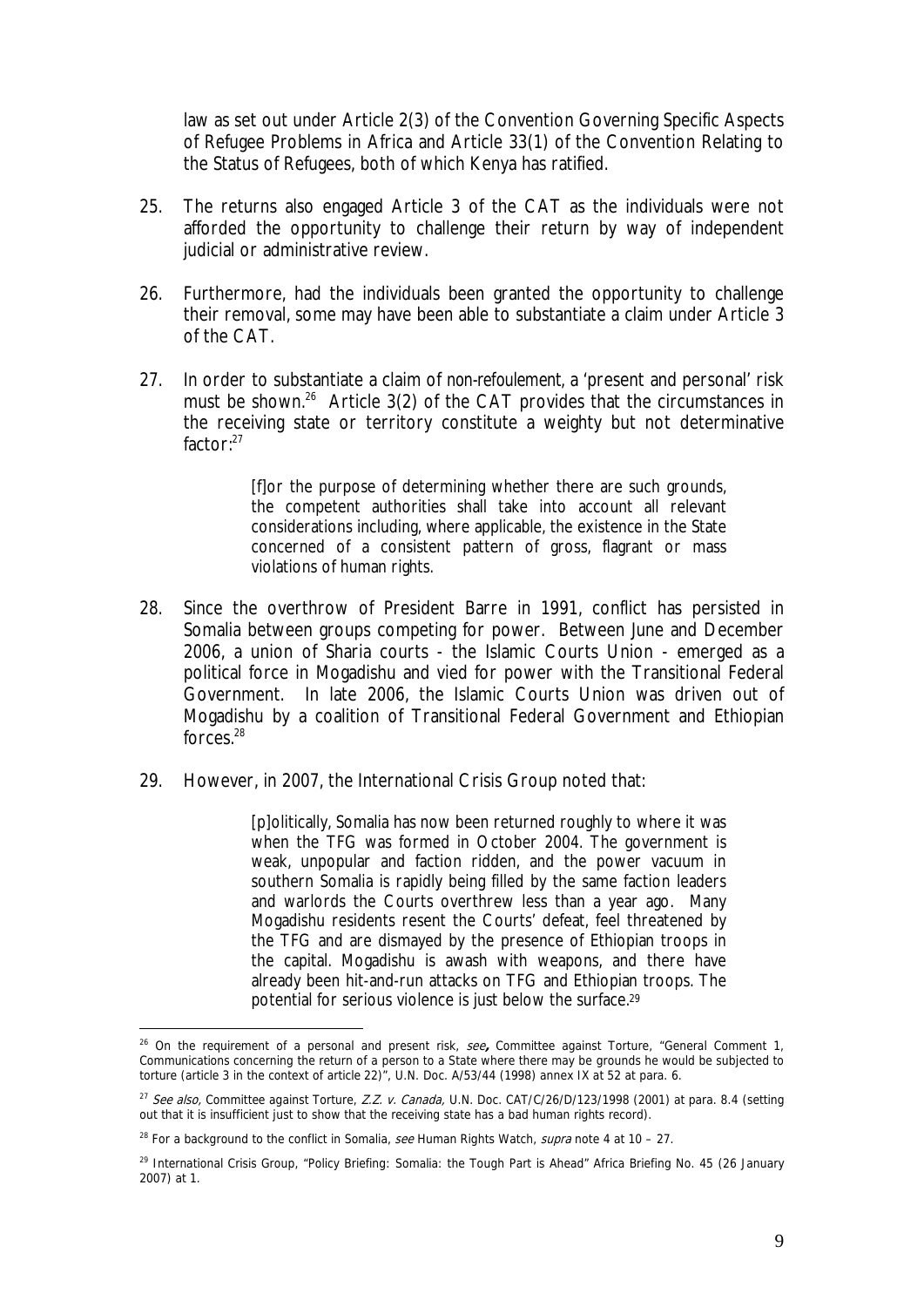law as set out under Article 2(3) of the Convention Governing Specific Aspects of Refugee Problems in Africa and Article 33(1) of the Convention Relating to the Status of Refugees, both of which Kenya has ratified.

25. The returns also engaged Article 3 of the CAT as the individuals were not afforded the opportunity to challenge their return by way of independent judicial or administrative review.

26. Furthermore, had the individuals been granted the opportunity to challenge their removal, some may have been able to substantiate a claim under Article 3 of the CAT.

27. In order to substantiate a claim of *non-refoulement*, a 'present and personal' risk must be shown.[26] Article 3(2) of the CAT provides that the circumstances in the receiving state or territory constitute a weighty but not determinative factor:[27]

> [f]or the purpose of determining whether there are such grounds, the competent authorities shall take into account all relevant considerations including, where applicable, the existence in the State concerned of a consistent pattern of gross, flagrant or mass violations of human rights.

28. Since the overthrow of President Barre in 1991, conflict has persisted in Somalia between groups competing for power. Between June and December 2006, a union of Sharia courts - the Islamic Courts Union - emerged as a political force in Mogadishu and vied for power with the Transitional Federal Government. In late 2006, the Islamic Courts Union was driven out of Mogadishu by a coalition of Transitional Federal Government and Ethiopian forces.[28]

29. However, in 2007, the International Crisis Group noted that:

> [p]olitically, Somalia has now been returned roughly to where it was when the TFG was formed in October 2004. The government is weak, unpopular and faction ridden, and the power vacuum in southern Somalia is rapidly being filled by the same faction leaders and warlords the Courts overthrew less than a year ago. Many Mogadishu residents resent the Courts' defeat, feel threatened by the TFG and are dismayed by the presence of Ethiopian troops in the capital. Mogadishu is awash with weapons, and there have already been hit-and-run attacks on TFG and Ethiopian troops. The potential for serious violence is just below the surface.[29]

---

[26] On the requirement of a personal and present risk, *see***,** Committee against Torture, "General Comment 1, Communications concerning the return of a person to a State where there may be grounds he would be subjected to torture (article 3 in the context of article 22)", U.N. Doc. A/53/44 (1998) annex IX at 52 at para. 6.

[27] *See also,* Committee against Torture, *Z.Z. v. Canada,* U.N. Doc. CAT/C/26/D/123/1998 (2001) at para. 8.4 (setting out that it is insufficient just to show that the receiving state has a bad human rights record).

[28] For a background to the conflict in Somalia, *see* Human Rights Watch, *supra* note 4 at 10 – 27.

[29] International Crisis Group, "Policy Briefing: Somalia: the Tough Part is Ahead" Africa Briefing No. 45 (26 January 2007) at 1.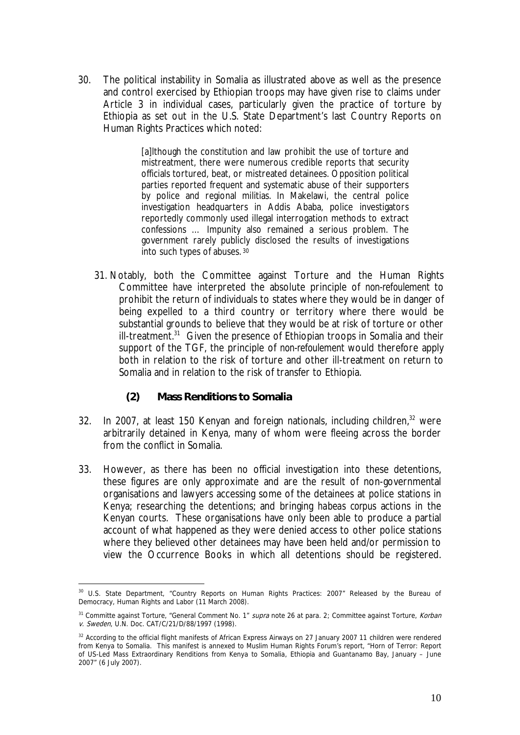30. The political instability in Somalia as illustrated above as well as the presence and control exercised by Ethiopian troops may have given rise to claims under Article 3 in individual cases, particularly given the practice of torture by Ethiopia as set out in the U.S. State Department's last Country Reports on Human Rights Practices which noted:

> [a]lthough the constitution and law prohibit the use of torture and mistreatment, there were numerous credible reports that security officials tortured, beat, or mistreated detainees. Opposition political parties reported frequent and systematic abuse of their supporters by police and regional militias. In Makelawi, the central police investigation headquarters in Addis Ababa, police investigators reportedly commonly used illegal interrogation methods to extract confessions … Impunity also remained a serious problem. The government rarely publicly disclosed the results of investigations into such types of abuses.[30]

31. Notably, both the Committee against Torture and the Human Rights Committee have interpreted the absolute principle of *non-refoulement* to prohibit the return of individuals to states where they would be in danger of being expelled to a third country or territory where there would be substantial grounds to believe that they would be at risk of torture or other ill-treatment.[31] Given the presence of Ethiopian troops in Somalia and their support of the TGF, the principle of *non-refoulement* would therefore apply both in relation to the risk of torture and other ill-treatment on return to Somalia and in relation to the risk of transfer to Ethiopia.

### (2) Mass Renditions to Somalia

32. In 2007, at least 150 Kenyan and foreign nationals, including children,[32] were arbitrarily detained in Kenya, many of whom were fleeing across the border from the conflict in Somalia.

33. However, as there has been no official investigation into these detentions, these figures are only approximate and are the result of non-governmental organisations and lawyers accessing some of the detainees at police stations in Kenya; researching the detentions; and bringing *habeas corpus* actions in the Kenyan courts. These organisations have only been able to produce a partial account of what happened as they were denied access to other police stations where they believed other detainees may have been held and/or permission to view the Occurrence Books in which all detentions should be registered.

---

[30] U.S. State Department, "Country Reports on Human Rights Practices: 2007" Released by the Bureau of Democracy, Human Rights and Labor (11 March 2008).

[31] Committe against Torture, "General Comment No. 1" *supra* note 26 at para. 2; Committee against Torture, *Korban v. Sweden*, U.N. Doc. CAT/C/21/D/88/1997 (1998).

[32] According to the official flight manifests of African Express Airways on 27 January 2007 11 children were rendered from Kenya to Somalia. This manifest is annexed to Muslim Human Rights Forum's report, "Horn of Terror: Report of US-Led Mass Extraordinary Renditions from Kenya to Somalia, Ethiopia and Guantanamo Bay, January – June 2007" (6 July 2007).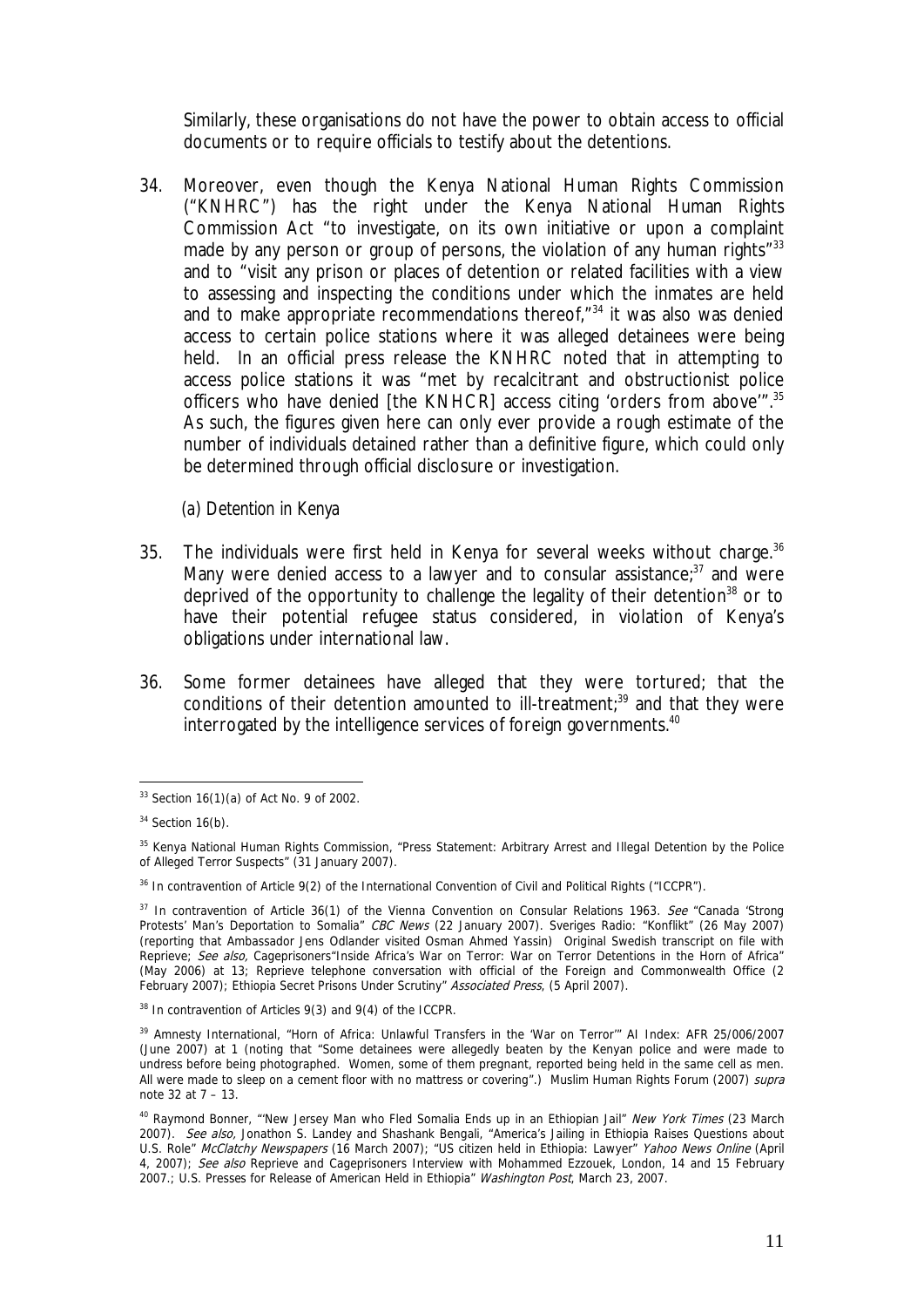Similarly, these organisations do not have the power to obtain access to official documents or to require officials to testify about the detentions.

34. Moreover, even though the Kenya National Human Rights Commission ("KNHRC") has the right under the Kenya National Human Rights Commission Act "to investigate, on its own initiative or upon a complaint made by any person or group of persons, the violation of any human rights"[33] and to "visit any prison or places of detention or related facilities with a view to assessing and inspecting the conditions under which the inmates are held and to make appropriate recommendations thereof,"[34] it was also was denied access to certain police stations where it was alleged detainees were being held. In an official press release the KNHRC noted that in attempting to access police stations it was "met by recalcitrant and obstructionist police officers who have denied [the KNHCR] access citing 'orders from above'".[35] As such, the figures given here can only ever provide a rough estimate of the number of individuals detained rather than a definitive figure, which could only be determined through official disclosure or investigation.

*(a) Detention in Kenya*

35. The individuals were first held in Kenya for several weeks without charge.[36] Many were denied access to a lawyer and to consular assistance;[37] and were deprived of the opportunity to challenge the legality of their detention[38] or to have their potential refugee status considered, in violation of Kenya's obligations under international law.

36. Some former detainees have alleged that they were tortured; that the conditions of their detention amounted to ill-treatment;[39] and that they were interrogated by the intelligence services of foreign governments.[40]

---

[33] Section 16(1)(a) of Act No. 9 of 2002.

[34] Section 16(b).

[35] Kenya National Human Rights Commission, "Press Statement: Arbitrary Arrest and Illegal Detention by the Police of Alleged Terror Suspects" (31 January 2007).

[36] In contravention of Article 9(2) of the International Convention of Civil and Political Rights ("ICCPR").

[37] In contravention of Article 36(1) of the Vienna Convention on Consular Relations 1963. *See* "Canada 'Strong Protests' Man's Deportation to Somalia" *CBC News* (22 January 2007). Sveriges Radio: "Konflikt" (26 May 2007) (reporting that Ambassador Jens Odlander visited Osman Ahmed Yassin) Original Swedish transcript on file with Reprieve; *See also,* Cageprisoners"Inside Africa's War on Terror: War on Terror Detentions in the Horn of Africa" (May 2006) at 13; Reprieve telephone conversation with official of the Foreign and Commonwealth Office (2 February 2007); Ethiopia Secret Prisons Under Scrutiny" *Associated Press*, (5 April 2007).

[38] In contravention of Articles 9(3) and 9(4) of the ICCPR.

[39] Amnesty International, "Horn of Africa: Unlawful Transfers in the 'War on Terror'" AI Index: AFR 25/006/2007 (June 2007) at 1 (noting that "Some detainees were allegedly beaten by the Kenyan police and were made to undress before being photographed. Women, some of them pregnant, reported being held in the same cell as men. All were made to sleep on a cement floor with no mattress or covering".) Muslim Human Rights Forum (2007) *supra* note 32 at 7 – 13.

[40] Raymond Bonner, "'New Jersey Man who Fled Somalia Ends up in an Ethiopian Jail" *New York Times* (23 March 2007). *See also,* Jonathon S. Landey and Shashank Bengali, "America's Jailing in Ethiopia Raises Questions about U.S. Role" *McClatchy Newspapers* (16 March 2007); "US citizen held in Ethiopia: Lawyer" *Yahoo News Online* (April 4, 2007); *See also* Reprieve and Cageprisoners Interview with Mohammed Ezzouek, London, 14 and 15 February 2007.; U.S. Presses for Release of American Held in Ethiopia" *Washington Post*, March 23, 2007.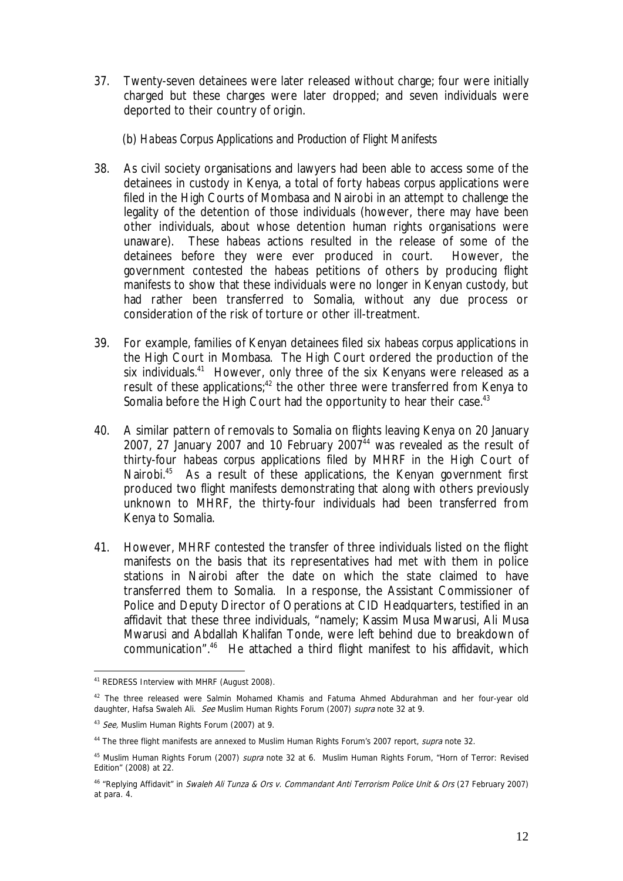37. Twenty-seven detainees were later released without charge; four were initially charged but these charges were later dropped; and seven individuals were deported to their country of origin.

### (b) *Habeas Corpus* Applications and Production of Flight Manifests

38. As civil society organisations and lawyers had been able to access some of the detainees in custody in Kenya, a total of forty *habeas corpus* applications were filed in the High Courts of Mombasa and Nairobi in an attempt to challenge the legality of the detention of those individuals (however, there may have been other individuals, about whose detention human rights organisations were unaware). These *habeas* actions resulted in the release of some of the detainees before they were ever produced in court. However, the government contested the *habeas* petitions of others by producing flight manifests to show that these individuals were no longer in Kenyan custody, but had rather been transferred to Somalia, without any due process or consideration of the risk of torture or other ill-treatment.

39. For example, families of Kenyan detainees filed six *habeas corpus* applications in the High Court in Mombasa. The High Court ordered the production of the six individuals.[41] However, only three of the six Kenyans were released as a result of these applications;[42] the other three were transferred from Kenya to Somalia before the High Court had the opportunity to hear their case.[43]

40. A similar pattern of removals to Somalia on flights leaving Kenya on 20 January 2007, 27 January 2007 and 10 February 2007[44] was revealed as the result of thirty-four *habeas corpus* applications filed by MHRF in the High Court of Nairobi.[45] As a result of these applications, the Kenyan government first produced two flight manifests demonstrating that along with others previously unknown to MHRF, the thirty-four individuals had been transferred from Kenya to Somalia.

41. However, MHRF contested the transfer of three individuals listed on the flight manifests on the basis that its representatives had met with them in police stations in Nairobi after the date on which the state claimed to have transferred them to Somalia. In a response, the Assistant Commissioner of Police and Deputy Director of Operations at CID Headquarters, testified in an affidavit that these three individuals, "namely; Kassim Musa Mwarusi, Ali Musa Mwarusi and Abdallah Khalifan Tonde, were left behind due to breakdown of communication".[46] He attached a third flight manifest to his affidavit, which

---

[41] REDRESS Interview with MHRF (August 2008).

[42] The three released were Salmin Mohamed Khamis and Fatuma Ahmed Abdurahman and her four-year old daughter, Hafsa Swaleh Ali. *See* Muslim Human Rights Forum (2007) *supra* note 32 at 9.

[43] *See,* Muslim Human Rights Forum (2007) at 9.

[44] The three flight manifests are annexed to Muslim Human Rights Forum's 2007 report, *supra* note 32.

[45] Muslim Human Rights Forum (2007) *supra* note 32 at 6. Muslim Human Rights Forum, "Horn of Terror: Revised Edition" (2008) at 22.

[46] "Replying Affidavit" in *Swaleh Ali Tunza & Ors v. Commandant Anti Terrorism Police Unit & Ors* (27 February 2007) at para. 4.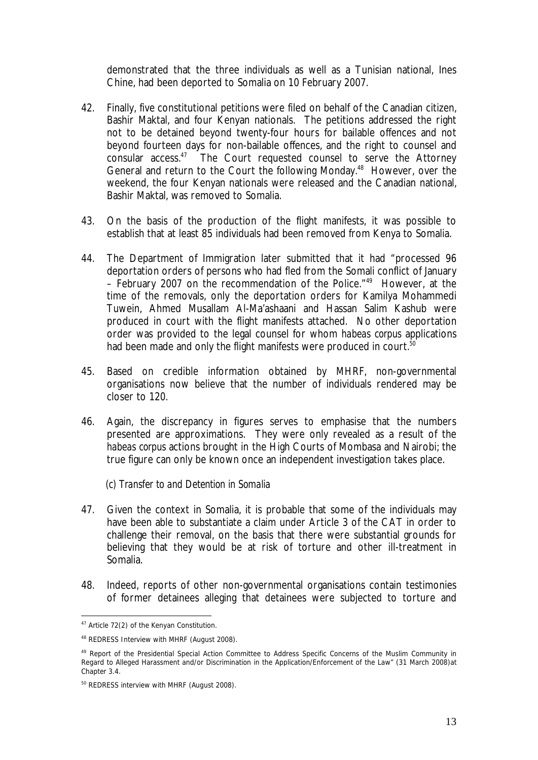demonstrated that the three individuals as well as a Tunisian national, Ines Chine, had been deported to Somalia on 10 February 2007.

42. Finally, five constitutional petitions were filed on behalf of the Canadian citizen, Bashir Maktal, and four Kenyan nationals. The petitions addressed the right not to be detained beyond twenty-four hours for bailable offences and not beyond fourteen days for non-bailable offences, and the right to counsel and consular access.[47] The Court requested counsel to serve the Attorney General and return to the Court the following Monday.[48] However, over the weekend, the four Kenyan nationals were released and the Canadian national, Bashir Maktal, was removed to Somalia.

43. On the basis of the production of the flight manifests, it was possible to establish that at least 85 individuals had been removed from Kenya to Somalia.

44. The Department of Immigration later submitted that it had "processed 96 deportation orders of persons who had fled from the Somali conflict of January – February 2007 on the recommendation of the Police."[49] However, at the time of the removals, only the deportation orders for Kamilya Mohammedi Tuwein, Ahmed Musallam Al-Ma'ashaani and Hassan Salim Kashub were produced in court with the flight manifests attached. No other deportation order was provided to the legal counsel for whom *habeas corpus* applications had been made and only the flight manifests were produced in court.[50]

45. Based on credible information obtained by MHRF, non-governmental organisations now believe that the number of individuals rendered may be closer to 120.

46. Again, the discrepancy in figures serves to emphasise that the numbers presented are approximations. They were only revealed as a result of the *habeas corpus* actions brought in the High Courts of Mombasa and Nairobi; the true figure can only be known once an independent investigation takes place.

*(c) Transfer to and Detention in Somalia*

47. Given the context in Somalia, it is probable that some of the individuals may have been able to substantiate a claim under Article 3 of the CAT in order to challenge their removal, on the basis that there were substantial grounds for believing that they would be at risk of torture and other ill-treatment in Somalia.

48. Indeed, reports of other non-governmental organisations contain testimonies of former detainees alleging that detainees were subjected to torture and

---

[47] Article 72(2) of the Kenyan Constitution.

[48] REDRESS Interview with MHRF (August 2008).

[49] Report of the Presidential Special Action Committee to Address Specific Concerns of the Muslim Community in Regard to Alleged Harassment and/or Discrimination in the Application/Enforcement of the Law" (31 March 2008)at Chapter 3.4.

[50] REDRESS interview with MHRF (August 2008).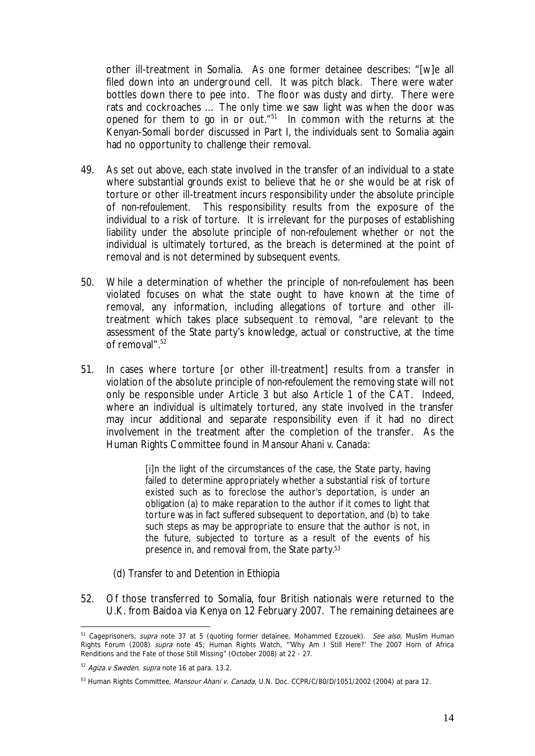other ill-treatment in Somalia. As one former detainee describes: "[w]e all filed down into an underground cell. It was pitch black. There were water bottles down there to pee into. The floor was dusty and dirty. There were rats and cockroaches … The only time we saw light was when the door was opened for them to go in or out."[51] In common with the returns at the Kenyan-Somali border discussed in Part I, the individuals sent to Somalia again had no opportunity to challenge their removal.

49. As set out above, each state involved in the transfer of an individual to a state where substantial grounds exist to believe that he or she would be at risk of torture or other ill-treatment incurs responsibility under the absolute principle of *non-refoulement*. This responsibility results from the exposure of the individual to a risk of torture. It is irrelevant for the purposes of establishing liability under the absolute principle of *non-refoulement* whether or not the individual is ultimately tortured, as the breach is determined at the point of removal and is not determined by subsequent events.

50. While a determination of whether the principle of *non-refoulement* has been violated focuses on what the state ought to have known at the time of removal, any information, including allegations of torture and other ill-treatment which takes place subsequent to removal, "are relevant to the assessment of the State party's knowledge, actual or constructive, at the time of removal".[52]

51. In cases where torture [or other ill-treatment] results from a transfer in violation of the absolute principle of *non-refoulement* the removing state will not only be responsible under Article 3 but also Article 1 of the CAT. Indeed, where an individual is ultimately tortured, any state involved in the transfer may incur additional and separate responsibility even if it had no direct involvement in the treatment after the completion of the transfer. As the Human Rights Committee found in *Mansour Ahani v. Canada*:

> [i]n the light of the circumstances of the case, the State party, having failed to determine appropriately whether a substantial risk of torture existed such as to foreclose the author's deportation, is under an obligation (a) to make reparation to the author if it comes to light that torture was in fact suffered subsequent to deportation, and (b) to take such steps as may be appropriate to ensure that the author is not, in the future, subjected to torture as a result of the events of his presence in, and removal from, the State party.[53]

*(d) Transfer to and Detention in Ethiopia*

52. Of those transferred to Somalia, four British nationals were returned to the U.K. from Baidoa via Kenya on 12 February 2007. The remaining detainees are

---

[51] Cageprisoners, *supra* note 37 at 5 (quoting former detainee, Mohammed Ezzouek). *See also,* Muslim Human Rights Forum (2008) *supra* note 45; Human Rights Watch, "'Why Am I Still Here?' The 2007 Horn of Africa Renditions and the Fate of those Still Missing" (October 2008) at 22 - 27.

[52] *Agiza v Sweden*, *supra* note 16 at para. 13.2.

[53] Human Rights Committee, *Mansour Ahani v. Canada*, U.N. Doc. CCPR/C/80/D/1051/2002 (2004) at para 12.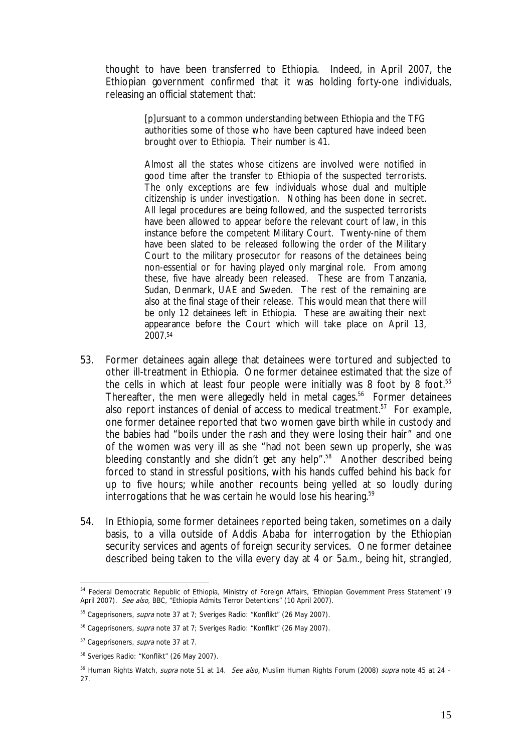thought to have been transferred to Ethiopia. Indeed, in April 2007, the Ethiopian government confirmed that it was holding forty-one individuals, releasing an official statement that:

> [p]ursuant to a common understanding between Ethiopia and the TFG authorities some of those who have been captured have indeed been brought over to Ethiopia. Their number is 41.
>
> Almost all the states whose citizens are involved were notified in good time after the transfer to Ethiopia of the suspected terrorists. The only exceptions are few individuals whose dual and multiple citizenship is under investigation. Nothing has been done in secret. All legal procedures are being followed, and the suspected terrorists have been allowed to appear before the relevant court of law, in this instance before the competent Military Court. Twenty-nine of them have been slated to be released following the order of the Military Court to the military prosecutor for reasons of the detainees being non-essential or for having played only marginal role. From among these, five have already been released. These are from Tanzania, Sudan, Denmark, UAE and Sweden. The rest of the remaining are also at the final stage of their release. This would mean that there will be only 12 detainees left in Ethiopia. These are awaiting their next appearance before the Court which will take place on April 13, 2007.[54]

53. Former detainees again allege that detainees were tortured and subjected to other ill-treatment in Ethiopia. One former detainee estimated that the size of the cells in which at least four people were initially was 8 foot by 8 foot.[55] Thereafter, the men were allegedly held in metal cages.[56] Former detainees also report instances of denial of access to medical treatment.[57] For example, one former detainee reported that two women gave birth while in custody and the babies had "boils under the rash and they were losing their hair" and one of the women was very ill as she "had not been sewn up properly, she was bleeding constantly and she didn't get any help".[58] Another described being forced to stand in stressful positions, with his hands cuffed behind his back for up to five hours; while another recounts being yelled at so loudly during interrogations that he was certain he would lose his hearing.[59]

54. In Ethiopia, some former detainees reported being taken, sometimes on a daily basis, to a villa outside of Addis Ababa for interrogation by the Ethiopian security services and agents of foreign security services. One former detainee described being taken to the villa every day at 4 or 5a.m., being hit, strangled,

---

[54] Federal Democratic Republic of Ethiopia, Ministry of Foreign Affairs, 'Ethiopian Government Press Statement' (9 April 2007). *See also*, BBC, "Ethiopia Admits Terror Detentions" (10 April 2007).

[55] Cageprisoners, *supra* note 37 at 7; Sveriges Radio: "Konflikt" (26 May 2007).

[56] Cageprisoners, *supra* note 37 at 7; Sveriges Radio: "Konflikt" (26 May 2007).

[57] Cageprisoners, *supra* note 37 at 7.

[58] Sveriges Radio: "Konflikt" (26 May 2007).

[59] Human Rights Watch, *supra* note 51 at 14. *See also*, Muslim Human Rights Forum (2008) *supra* note 45 at 24 – 27.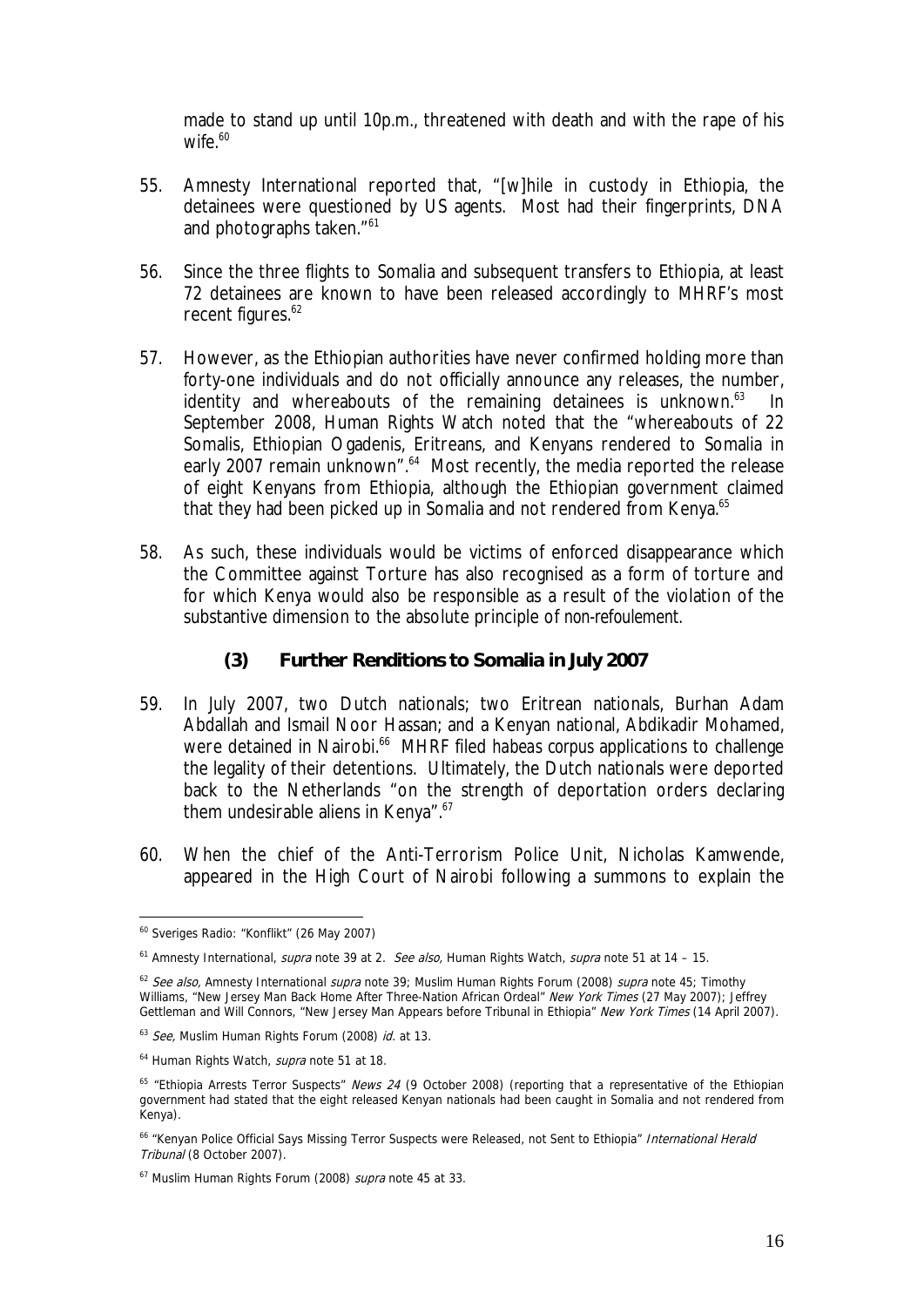made to stand up until 10p.m., threatened with death and with the rape of his wife.[60]

55. Amnesty International reported that, "[w]hile in custody in Ethiopia, the detainees were questioned by US agents. Most had their fingerprints, DNA and photographs taken."[61]

56. Since the three flights to Somalia and subsequent transfers to Ethiopia, at least 72 detainees are known to have been released accordingly to MHRF's most recent figures.[62]

57. However, as the Ethiopian authorities have never confirmed holding more than forty-one individuals and do not officially announce any releases, the number, identity and whereabouts of the remaining detainees is unknown.[63] In September 2008, Human Rights Watch noted that the "whereabouts of 22 Somalis, Ethiopian Ogadenis, Eritreans, and Kenyans rendered to Somalia in early 2007 remain unknown".[64] Most recently, the media reported the release of eight Kenyans from Ethiopia, although the Ethiopian government claimed that they had been picked up in Somalia and not rendered from Kenya.[65]

58. As such, these individuals would be victims of enforced disappearance which the Committee against Torture has also recognised as a form of torture and for which Kenya would also be responsible as a result of the violation of the substantive dimension to the absolute principle of *non-refoulement*.

### (3) Further Renditions to Somalia in July 2007

59. In July 2007, two Dutch nationals; two Eritrean nationals, Burhan Adam Abdallah and Ismail Noor Hassan; and a Kenyan national, Abdikadir Mohamed, were detained in Nairobi.[66] MHRF filed *habeas corpus* applications to challenge the legality of their detentions. Ultimately, the Dutch nationals were deported back to the Netherlands "on the strength of deportation orders declaring them undesirable aliens in Kenya".[67]

60. When the chief of the Anti-Terrorism Police Unit, Nicholas Kamwende, appeared in the High Court of Nairobi following a summons to explain the

---

[60] Sveriges Radio: "Konflikt" (26 May 2007)

[61] Amnesty International, *supra* note 39 at 2. *See also,* Human Rights Watch, *supra* note 51 at 14 – 15.

[62] *See also,* Amnesty International *supra* note 39; Muslim Human Rights Forum (2008) *supra* note 45; Timothy Williams, "New Jersey Man Back Home After Three-Nation African Ordeal" *New York Times* (27 May 2007); Jeffrey Gettleman and Will Connors, "New Jersey Man Appears before Tribunal in Ethiopia" *New York Times* (14 April 2007).

[63] *See,* Muslim Human Rights Forum (2008) *id.* at 13.

[64] Human Rights Watch, *supra* note 51 at 18.

[65] "Ethiopia Arrests Terror Suspects" *News 24* (9 October 2008) (reporting that a representative of the Ethiopian government had stated that the eight released Kenyan nationals had been caught in Somalia and not rendered from Kenya).

[66] "Kenyan Police Official Says Missing Terror Suspects were Released, not Sent to Ethiopia" *International Herald Tribunal* (8 October 2007).

[67] Muslim Human Rights Forum (2008) *supra* note 45 at 33.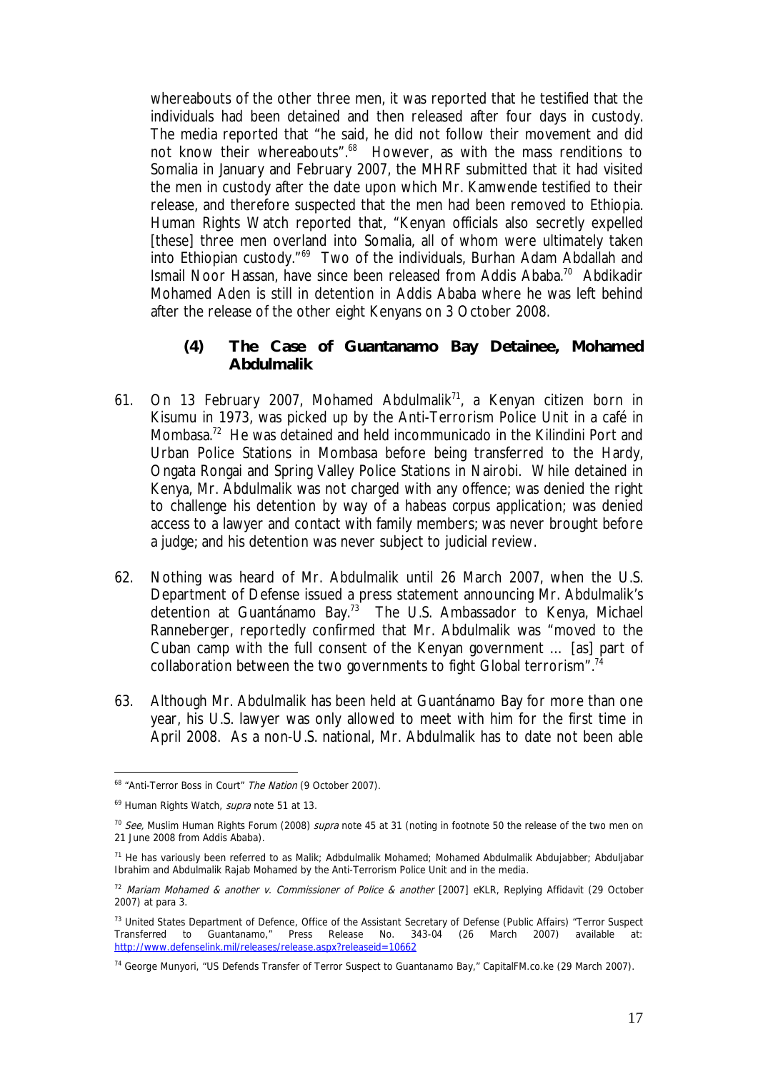whereabouts of the other three men, it was reported that he testified that the individuals had been detained and then released after four days in custody. The media reported that "he said, he did not follow their movement and did not know their whereabouts".[68] However, as with the mass renditions to Somalia in January and February 2007, the MHRF submitted that it had visited the men in custody after the date upon which Mr. Kamwende testified to their release, and therefore suspected that the men had been removed to Ethiopia. Human Rights Watch reported that, "Kenyan officials also secretly expelled [these] three men overland into Somalia, all of whom were ultimately taken into Ethiopian custody."[69] Two of the individuals, Burhan Adam Abdallah and Ismail Noor Hassan, have since been released from Addis Ababa.[70] Abdikadir Mohamed Aden is still in detention in Addis Ababa where he was left behind after the release of the other eight Kenyans on 3 October 2008.

### (4) The Case of Guantanamo Bay Detainee, Mohamed Abdulmalik

61. On 13 February 2007, Mohamed Abdulmalik[71], a Kenyan citizen born in Kisumu in 1973, was picked up by the Anti-Terrorism Police Unit in a café in Mombasa.[72] He was detained and held incommunicado in the Kilindini Port and Urban Police Stations in Mombasa before being transferred to the Hardy, Ongata Rongai and Spring Valley Police Stations in Nairobi. While detained in Kenya, Mr. Abdulmalik was not charged with any offence; was denied the right to challenge his detention by way of a *habeas corpus* application; was denied access to a lawyer and contact with family members; was never brought before a judge; and his detention was never subject to judicial review.

62. Nothing was heard of Mr. Abdulmalik until 26 March 2007, when the U.S. Department of Defense issued a press statement announcing Mr. Abdulmalik's detention at Guantánamo Bay.[73] The U.S. Ambassador to Kenya, Michael Ranneberger, reportedly confirmed that Mr. Abdulmalik was "moved to the Cuban camp with the full consent of the Kenyan government … [as] part of collaboration between the two governments to fight Global terrorism".[74]

63. Although Mr. Abdulmalik has been held at Guantánamo Bay for more than one year, his U.S. lawyer was only allowed to meet with him for the first time in April 2008. As a non-U.S. national, Mr. Abdulmalik has to date not been able

---

[68] "Anti-Terror Boss in Court" *The Nation* (9 October 2007).

[69] Human Rights Watch, *supra* note 51 at 13.

[70] *See,* Muslim Human Rights Forum (2008) *supra* note 45 at 31 (noting in footnote 50 the release of the two men on 21 June 2008 from Addis Ababa).

[71] He has variously been referred to as Malik; Adbdulmalik Mohamed; Mohamed Abdulmalik Abdujabber; Abduljabar Ibrahim and Abdulmalik Rajab Mohamed by the Anti-Terrorism Police Unit and in the media.

[72] *Mariam Mohamed & another v. Commissioner of Police & another* [2007] eKLR, Replying Affidavit (29 October 2007) at para 3.

[73] United States Department of Defence, Office of the Assistant Secretary of Defense (Public Affairs) "Terror Suspect Transferred to Guantanamo," Press Release No. 343-04 (26 March 2007) available at: http://www.defenselink.mil/releases/release.aspx?releaseid=10662

[74] George Munyori, "US Defends Transfer of Terror Suspect to Guantanamo Bay," CapitalFM.co.ke (29 March 2007).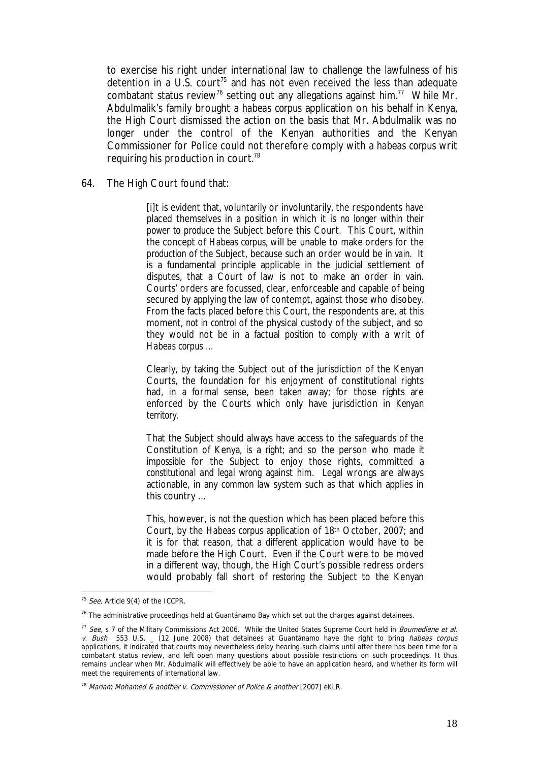to exercise his right under international law to challenge the lawfulness of his detention in a U.S. court[75] and has not even received the less than adequate combatant status review[76] setting out any allegations against him.[77] While Mr. Abdulmalik's family brought a *habeas corpus* application on his behalf in Kenya, the High Court dismissed the action on the basis that Mr. Abdulmalik was no longer under the control of the Kenyan authorities and the Kenyan Commissioner for Police could not therefore comply with a *habeas corpus* writ requiring his production in court.[78]

64. The High Court found that:

> [i]t is evident that, voluntarily or involuntarily, the respondents have placed themselves in a position in which it is *no longer within their power to produce* the Subject before this Court. This Court, within the concept of *Habeas corpus*, will be unable to make orders for the *production* of the Subject, because such an order would be *in vain*. It is a fundamental principle applicable in the judicial settlement of disputes, that a Court of law is not to make an order in vain. Courts' orders are focussed, clear, enforceable and capable of being secured by applying the law of contempt, against those who disobey. From the facts placed before this Court, the respondents are, at this moment, *not in control* of the physical custody of the subject, and so they would not be in a *factual position to comply* with a writ of *Habeas corpus* …
>
> Clearly, by taking the Subject out of the jurisdiction of the Kenyan Courts, the foundation for his enjoyment of constitutional rights had, in a formal sense, been taken away; for those rights are enforced by the Courts which only have jurisdiction *in Kenyan territory*.
>
> That the Subject should always have access to the safeguards of the Constitution of Kenya, is a *right*; and so the person who *made it impossible* for the Subject to enjoy those rights, committed a *constitutional and legal wrong* against him. Legal wrongs are always actionable, in any *common law* system such as that which applies in this country …
>
> This, however, is *not* the question which has been placed before this Court, by the *Habeas corpus* application of 18th October, 2007; and it is for that reason, that a *different* application would have to be made before the High Court. Even if the Court were to be moved in a different way, though, the High Court's possible redress orders would probably fall short of *restoring* the Subject to the Kenyan

---

[75] *See,* Article 9(4) of the ICCPR.

[76] The administrative proceedings held at Guantánamo Bay which set out the charges against detainees.

[77] *See,* s 7 of the Military Commissions Act 2006. While the United States Supreme Court held in *Boumediene et al. v. Bush* 553 U.S. _ (12 June 2008) that detainees at Guantánamo have the right to bring *habeas corpus* applications, it indicated that courts may nevertheless delay hearing such claims until after there has been time for a combatant status review, and left open many questions about possible restrictions on such proceedings. It thus remains unclear when Mr. Abdulmalik will effectively be able to have an application heard, and whether its form will meet the requirements of international law.

[78] *Mariam Mohamed & another v. Commissioner of Police & another* [2007] eKLR.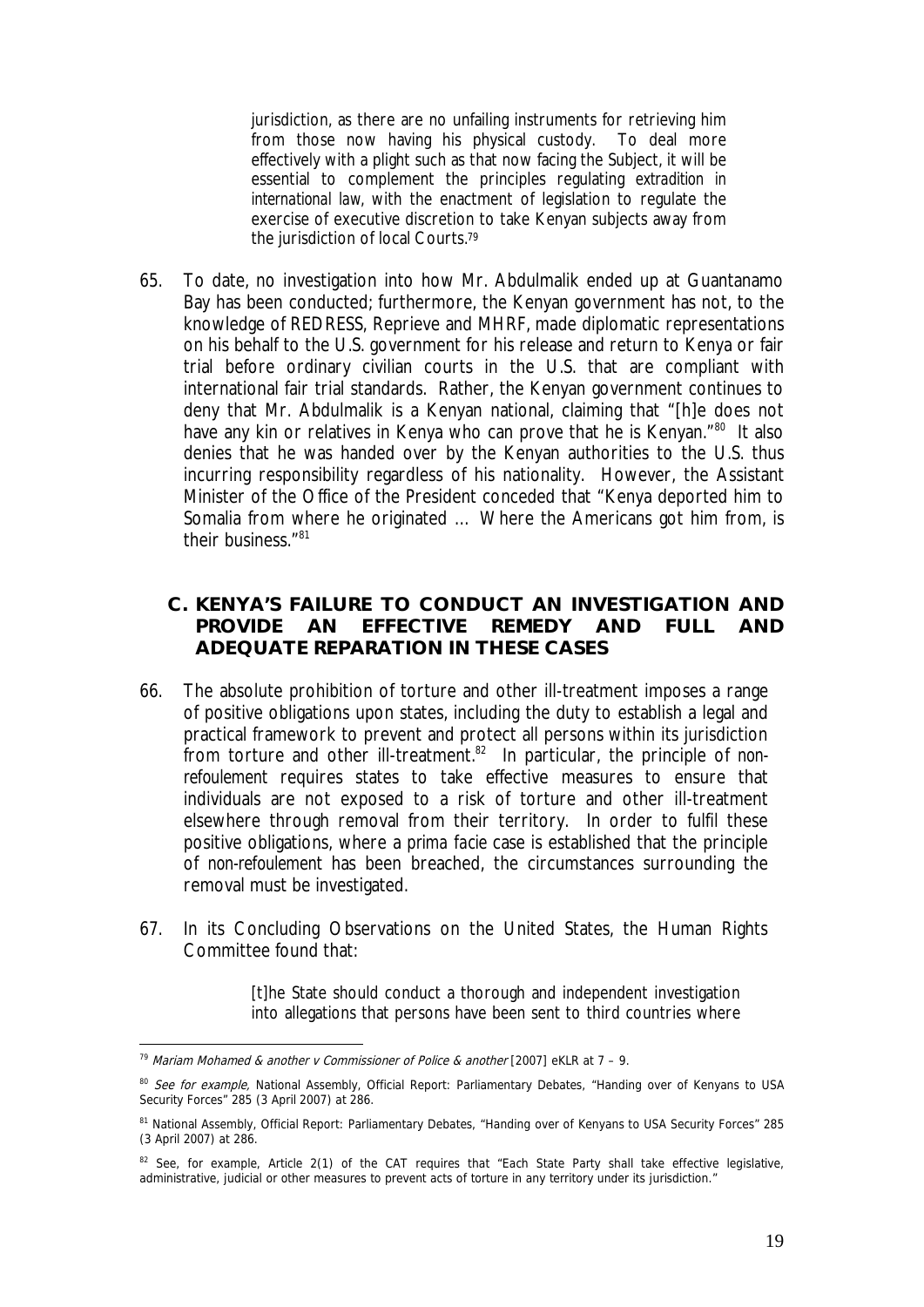> jurisdiction, as there are no unfailing instruments for retrieving him from those now having his physical custody. To deal more effectively with a plight such as that now facing the Subject, it will be essential to complement the principles regulating *extradition in international law*, with the enactment of legislation to regulate the exercise of executive discretion to take Kenyan subjects away from the jurisdiction of local Courts.[79]

65. To date, no investigation into how Mr. Abdulmalik ended up at Guantanamo Bay has been conducted; furthermore, the Kenyan government has not, to the knowledge of REDRESS, Reprieve and MHRF, made diplomatic representations on his behalf to the U.S. government for his release and return to Kenya or fair trial before ordinary civilian courts in the U.S. that are compliant with international fair trial standards. Rather, the Kenyan government continues to deny that Mr. Abdulmalik is a Kenyan national, claiming that "[h]e does not have any kin or relatives in Kenya who can prove that he is Kenyan."[80] It also denies that he was handed over by the Kenyan authorities to the U.S. thus incurring responsibility regardless of his nationality. However, the Assistant Minister of the Office of the President conceded that "Kenya deported him to Somalia from where he originated … Where the Americans got him from, is their business."[81]

### C. KENYA'S FAILURE TO CONDUCT AN INVESTIGATION AND PROVIDE AN EFFECTIVE REMEDY AND FULL AND ADEQUATE REPARATION IN THESE CASES

66. The absolute prohibition of torture and other ill-treatment imposes a range of positive obligations upon states, including the duty to establish a legal and practical framework to prevent and protect all persons within its jurisdiction from torture and other ill-treatment.[82] In particular, the principle of *non-refoulement* requires states to take effective measures to ensure that individuals are not exposed to a risk of torture and other ill-treatment elsewhere through removal from their territory. In order to fulfil these positive obligations, where a *prima facie* case is established that the principle of *non-refoulement* has been breached, the circumstances surrounding the removal must be investigated.

67. In its Concluding Observations on the United States, the Human Rights Committee found that:

> [t]he State should conduct a thorough and independent investigation into allegations that persons have been sent to third countries where

---

[79] *Mariam Mohamed & another v Commissioner of Police & another* [2007] eKLR at 7 – 9.

[80] *See for example,* National Assembly, Official Report: Parliamentary Debates, "Handing over of Kenyans to USA Security Forces" 285 (3 April 2007) at 286.

[81] National Assembly, Official Report: Parliamentary Debates, "Handing over of Kenyans to USA Security Forces" 285 (3 April 2007) at 286.

[82] See, for example, Article 2(1) of the CAT requires that "Each State Party shall take effective legislative, administrative, judicial or other measures to prevent acts of torture in any territory under its jurisdiction."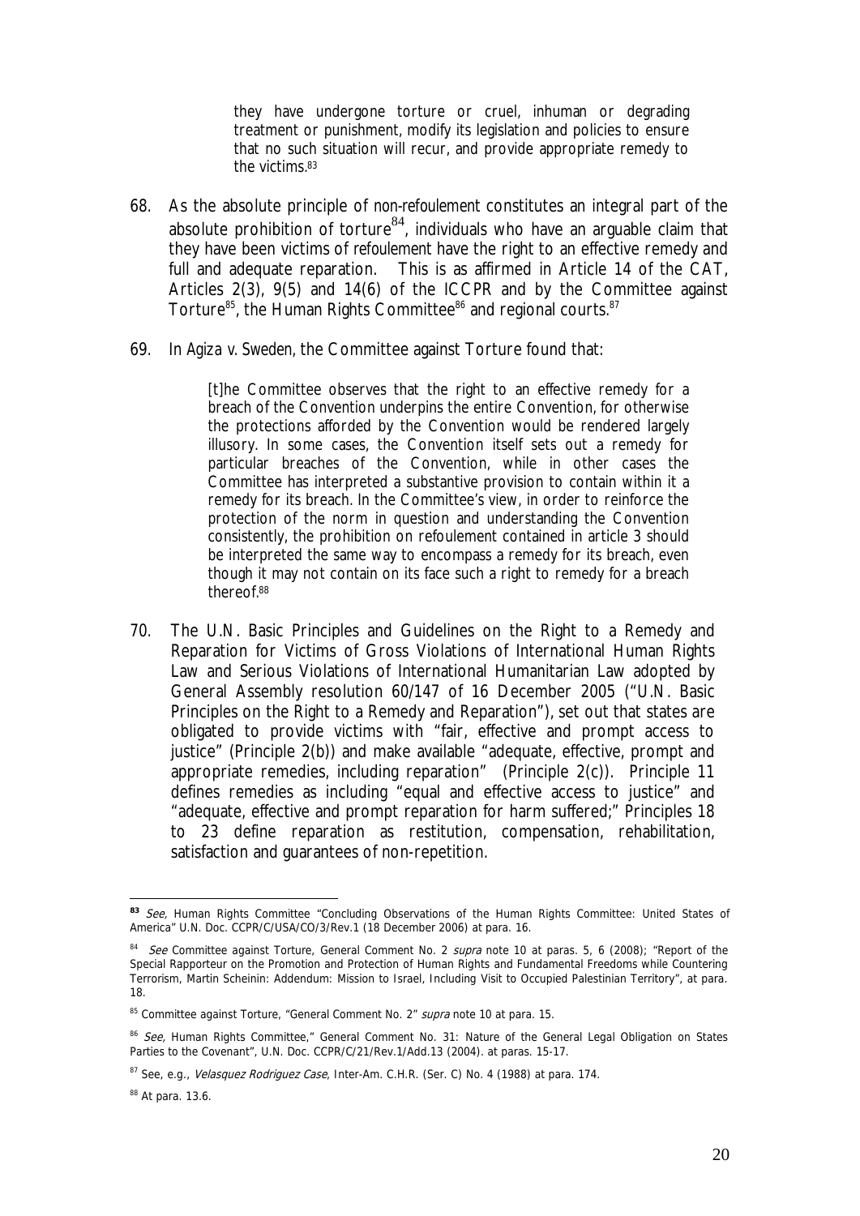> they have undergone torture or cruel, inhuman or degrading treatment or punishment, modify its legislation and policies to ensure that no such situation will recur, and provide appropriate remedy to the victims.[83]

68. As the absolute principle of *non-refoulement* constitutes an integral part of the absolute prohibition of torture[84], individuals who have an arguable claim that they have been victims of *refoulement* have the right to an effective remedy and full and adequate reparation. This is as affirmed in Article 14 of the CAT, Articles 2(3), 9(5) and 14(6) of the ICCPR and by the Committee against Torture[85], the Human Rights Committee[86] and regional courts.[87]

69. In *Agiza v. Sweden*, the Committee against Torture found that:

> [t]he Committee observes that the right to an effective remedy for a breach of the Convention underpins the entire Convention, for otherwise the protections afforded by the Convention would be rendered largely illusory. In some cases, the Convention itself sets out a remedy for particular breaches of the Convention, while in other cases the Committee has interpreted a substantive provision to contain within it a remedy for its breach. In the Committee's view, in order to reinforce the protection of the norm in question and understanding the Convention consistently, the prohibition on refoulement contained in article 3 should be interpreted the same way to encompass a remedy for its breach, even though it may not contain on its face such a right to remedy for a breach thereof.[88]

70. The U.N. Basic Principles and Guidelines on the Right to a Remedy and Reparation for Victims of Gross Violations of International Human Rights Law and Serious Violations of International Humanitarian Law adopted by General Assembly resolution 60/147 of 16 December 2005 ("U.N. Basic Principles on the Right to a Remedy and Reparation"), set out that states are obligated to provide victims with "fair, effective and prompt access to justice" (Principle 2(b)) and make available "adequate, effective, prompt and appropriate remedies, including reparation" (Principle 2(c)). Principle 11 defines remedies as including "equal and effective access to justice" and "adequate, effective and prompt reparation for harm suffered;" Principles 18 to 23 define reparation as restitution, compensation, rehabilitation, satisfaction and guarantees of non-repetition.

---

[83] *See,* Human Rights Committee "Concluding Observations of the Human Rights Committee: United States of America" U.N. Doc. CCPR/C/USA/CO/3/Rev.1 (18 December 2006) at para. 16.

[84] *See* Committee against Torture, General Comment No. 2 *supra* note 10 at paras. 5, 6 (2008); "Report of the Special Rapporteur on the Promotion and Protection of Human Rights and Fundamental Freedoms while Countering Terrorism, Martin Scheinin: Addendum: Mission to Israel, Including Visit to Occupied Palestinian Territory", at para. 18.

[85] Committee against Torture, "General Comment No. 2" *supra* note 10 at para. 15.

[86] *See,* Human Rights Committee," General Comment No. 31: Nature of the General Legal Obligation on States Parties to the Covenant", U.N. Doc. CCPR/C/21/Rev.1/Add.13 (2004). at paras. 15-17.

[87] See, e.g., *Velasquez Rodriguez Case*, Inter-Am. C.H.R. (Ser. C) No. 4 (1988) at para. 174.

[88] At para. 13.6.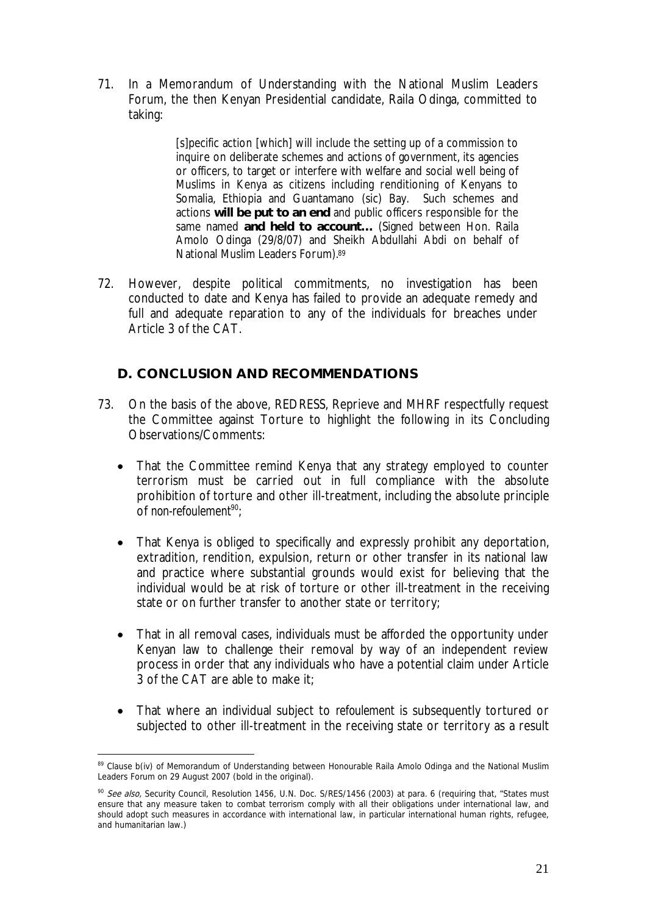71. In a Memorandum of Understanding with the National Muslim Leaders Forum, the then Kenyan Presidential candidate, Raila Odinga, committed to taking:

> [s]pecific action [which] will include the setting up of a commission to inquire on deliberate schemes and actions of government, its agencies or officers, to target or interfere with welfare and social well being of Muslims in Kenya as citizens including renditioning of Kenyans to Somalia, Ethiopia and Guantamano (sic) Bay. Such schemes and actions **will be put to an end** and public officers responsible for the same named **and held to account…** (Signed between Hon. Raila Amolo Odinga (29/8/07) and Sheikh Abdullahi Abdi on behalf of National Muslim Leaders Forum).[89]

72. However, despite political commitments, no investigation has been conducted to date and Kenya has failed to provide an adequate remedy and full and adequate reparation to any of the individuals for breaches under Article 3 of the CAT.

## D. CONCLUSION AND RECOMMENDATIONS

73. On the basis of the above, REDRESS, Reprieve and MHRF respectfully request the Committee against Torture to highlight the following in its Concluding Observations/Comments:

- That the Committee remind Kenya that any strategy employed to counter terrorism must be carried out in full compliance with the absolute prohibition of torture and other ill-treatment, including the absolute principle of *non-refoulement*[90];

- That Kenya is obliged to specifically and expressly prohibit any deportation, extradition, rendition, expulsion, return or other transfer in its national law and practice where substantial grounds would exist for believing that the individual would be at risk of torture or other ill-treatment in the receiving state or on further transfer to another state or territory;

- That in all removal cases, individuals must be afforded the opportunity under Kenyan law to challenge their removal by way of an independent review process in order that any individuals who have a potential claim under Article 3 of the CAT are able to make it;

- That where an individual subject to *refoulement* is subsequently tortured or subjected to other ill-treatment in the receiving state or territory as a result

---

[89] Clause b(iv) of Memorandum of Understanding between Honourable Raila Amolo Odinga and the National Muslim Leaders Forum on 29 August 2007 (bold in the original).

[90] *See also,* Security Council, Resolution 1456, U.N. Doc. S/RES/1456 (2003) at para. 6 (requiring that, "States must ensure that any measure taken to combat terrorism comply with all their obligations under international law, and should adopt such measures in accordance with international law, in particular international human rights, refugee, and humanitarian law.)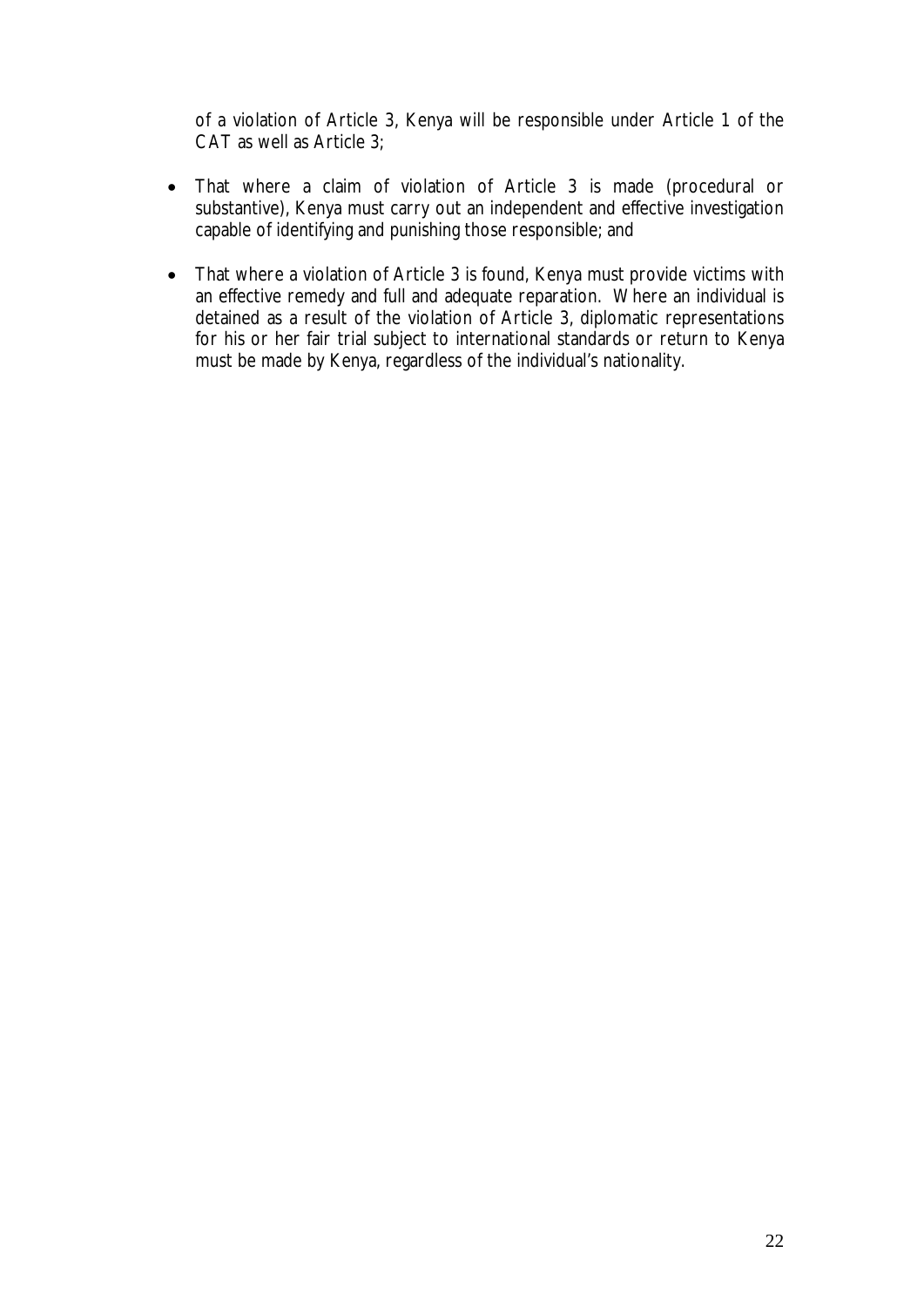of a violation of Article 3, Kenya will be responsible under Article 1 of the CAT as well as Article 3;

- That where a claim of violation of Article 3 is made (procedural or substantive), Kenya must carry out an independent and effective investigation capable of identifying and punishing those responsible; and

- That where a violation of Article 3 is found, Kenya must provide victims with an effective remedy and full and adequate reparation. Where an individual is detained as a result of the violation of Article 3, diplomatic representations for his or her fair trial subject to international standards or return to Kenya must be made by Kenya, regardless of the individual's nationality.